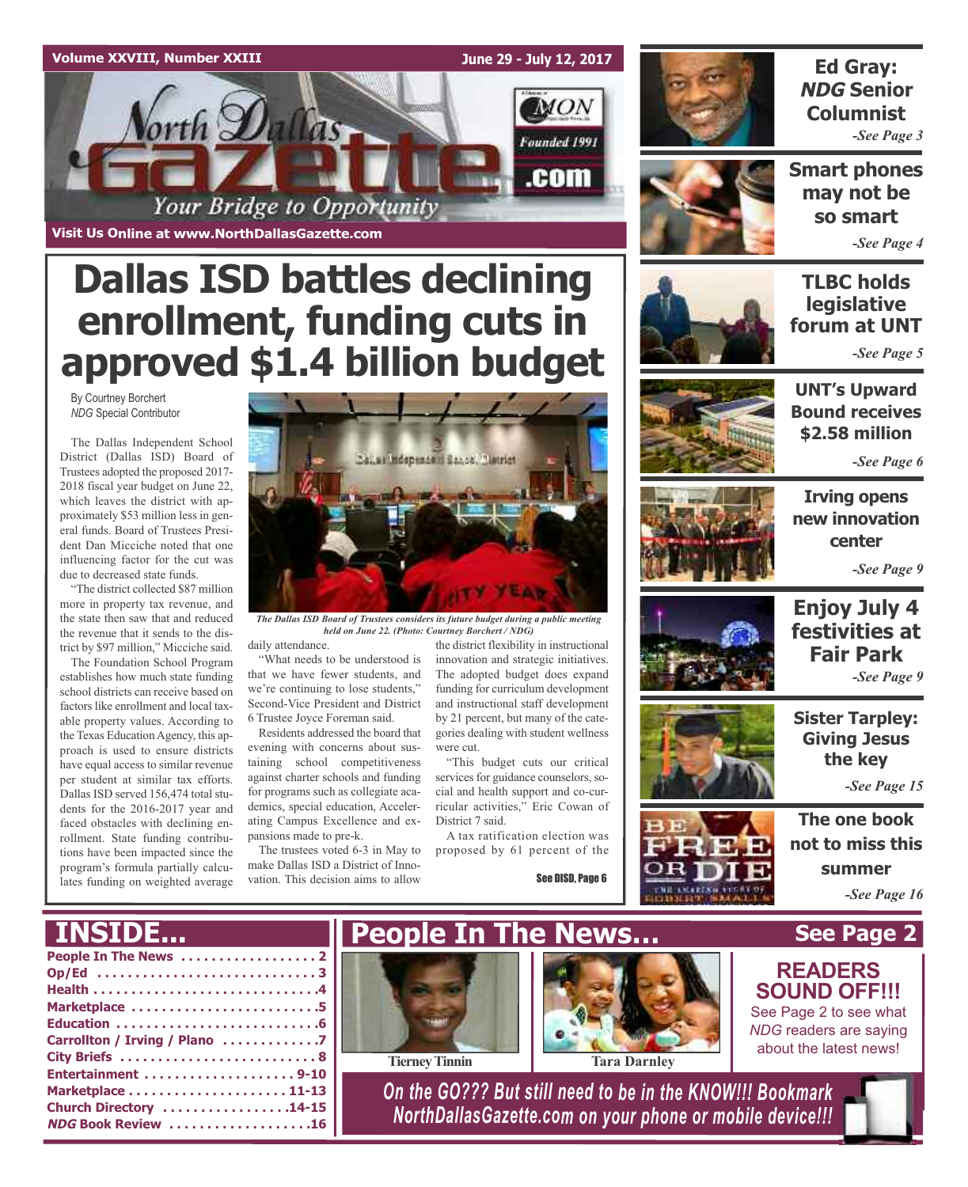# Dallas ISD battles declining enrollment, funding cuts in approved $1.4 billion budget

By Courtney Borchert
*NDG* Special Contributor

The Dallas Independent School District (Dallas ISD) Board of Trustees adopted the proposed 2017-2018 fiscal year budget on June 22, which leaves the district with approximately $53 million less in general funds. Board of Trustees President Dan Micciche noted that one influencing factor for the cut was due to decreased state funds.

"The district collected $87 million more in property tax revenue, and the state then saw that and reduced the revenue that it sends to the district by $97 million," Micciche said.

The Foundation School Program establishes how much state funding school districts can receive based on factors like enrollment and local taxable property values. According to the Texas Education Agency, this approach is used to ensure districts have equal access to similar revenue per student at similar tax efforts. Dallas ISD served 156,474 total students for the 2016-2017 year and faced obstacles with declining enrollment. State funding contributions have been impacted since the program's formula partially calculates funding on weighted average daily attendance.

*The Dallas ISD Board of Trustees considers its future budget during a public meeting held on June 22. (Photo: Courtney Borchert / NDG)*

"What needs to be understood is that we have fewer students, and we're continuing to lose students," Second-Vice President and District 6 Trustee Joyce Foreman said.

Residents addressed the board that evening with concerns about sustaining school competitiveness against charter schools and funding for programs such as collegiate academics, special education, Accelerating Campus Excellence and expansions made to pre-k.

The trustees voted 6-3 in May to make Dallas ISD a District of Innovation. This decision aims to allow the district flexibility in instructional innovation and strategic initiatives. The adopted budget does expand funding for curriculum development and instructional staff development by 21 percent, but many of the categories dealing with student wellness were cut.

"This budget cuts our critical services for guidance counselors, social and health support and co-curricular activities," Eric Cowan of District 7 said.

A tax ratification election was proposed by 61 percent of the

See DISD, Page 6

---

**Ed Gray: *NDG* Senior Columnist** -See Page 3

**Smart phones may not be so smart** -See Page 4

**TLBC holds legislative forum at UNT** -See Page 5

**UNT's Upward Bound receives $2.58 million** -See Page 6

**Irving opens new innovation center** -See Page 9

**Enjoy July 4 festivities at Fair Park** -See Page 9

**Sister Tarpley: Giving Jesus the key** -See Page 15

**The one book not to miss this summer** -See Page 16

---

## INSIDE...

- People In The News .................. 2
- Op/Ed .................. 3
- Health .................. 4
- Marketplace .................. 5
- Education .................. 6
- Carrollton / Irving / Plano .................. 7
- City Briefs .................. 8
- Entertainment .................. 9-10
- Marketplace .................. 11-13
- Church Directory .................. 14-15
- *NDG* Book Review .................. 16

## People In The News... See Page 2

Tierney Tinnin

Tara Darnley

**READERS SOUND OFF!!!**
See Page 2 to see what *NDG* readers are saying about the latest news!

*On the GO??? But still need to be in the KNOW!!! Bookmark NorthDallasGazette.com on your phone or mobile device!!!*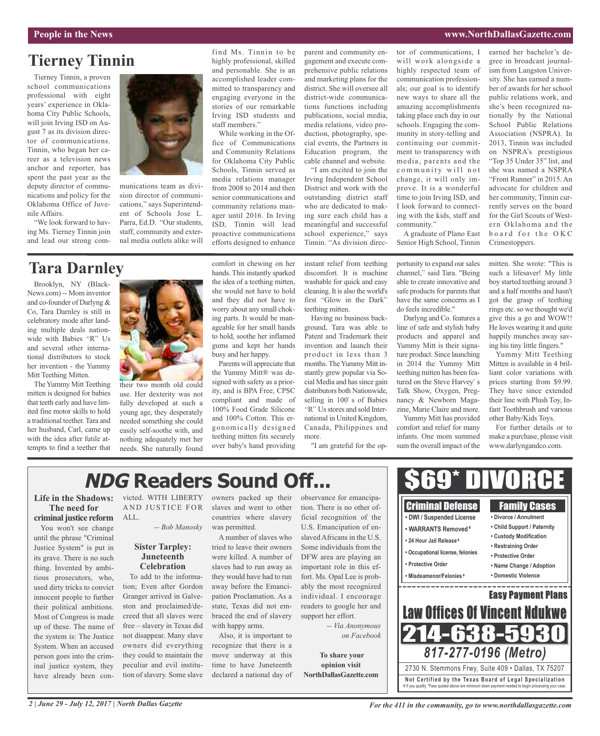## Tierney Tinnin

Tierney Tinnin, a proven school communications professional with eight years' experience in Oklahoma City Public Schools, will join Irving ISD on August 7 as its division director of communications. Tinnin, who began her career as a television news anchor and reporter, has spent the past year as the deputy director of communications and policy for the Oklahoma Office of Juvenile Affairs.

"We look forward to having Ms. Tierney Tinnin join and lead our strong communications team as division director of communications," says Superintendent of Schools Jose L. Parra, Ed.D. "Our students, staff, community and external media outlets alike will find Ms. Tinnin to be highly professional, skilled and personable. She is an accomplished leader committed to transparency and engaging everyone in the stories of our remarkable Irving ISD students and staff members."

While working in the Office of Communications and Community Relations for Oklahoma City Public Schools, Tinnin served as media relations manager from 2008 to 2014 and then senior communications and community relations manager until 2016. In Irving ISD, Tinnin will lead proactive communications efforts designed to enhance parent and community engagement and execute comprehensive public relations and marketing plans for the district. She will oversee all district-wide communications functions including publications, social media, media relations, video production, photography, special events, the Partners in Education program, the cable channel and website.

"I am excited to join the Irving Independent School District and work with the outstanding district staff who are dedicated to making sure each child has a meaningful and successful school experience," says Tinnin. "As division director of communications, I will work alongside a highly respected team of communication professionals; our goal is to identify new ways to share all the amazing accomplishments taking place each day in our schools. Engaging the community in story-telling and continuing our commitment to transparency with media, parents and the community will not change, it will only improve. It is a wonderful time to join Irving ISD, and I look forward to connecting with the kids, staff and community."

A graduate of Plano East Senior High School, Tinnin earned her bachelor's degree in broadcast journalism from Langston University. She has earned a number of awards for her school public relations work, and she's been recognized nationally by the National School Public Relations Association (NSPRA). In 2013, Tinnin was included on NSPRA's prestigious "Top 35 Under 35" list, and she was named a NSPRA "Front Runner" in 2015. An advocate for children and her community, Tinnin currently serves on the board for the Girl Scouts of Western Oklahoma and the board for the OKC Crimestoppers.

## Tara Darnley

Brooklyn, NY (BlackNews.com) -- Mom inventor and co-founder of Darlyng & Co, Tara Darnley is still in celebratory mode after landing multiple deals nationwide with Babies "R" Us and several other international distributors to stock her invention - the Yummy Mitt Teething Mitten.

The Yummy Mitt Teething mitten is designed for babies that teeth early and have limited fine motor skills to hold a traditional teether. Tara and her husband, Carl, came up with the idea after futile attempts to find a teether that their two month old could use. Her dexterity was not fully developed at such a young age, they desperately needed something she could easily self-soothe with, and nothing adequately met her needs. She naturally found comfort in chewing on her hands. This instantly sparked the idea of a teething mitten, she would not have to hold and they did not have to worry about any small choking parts. It would be manageable for her small hands to hold, soothe her inflamed gums and kept her hands busy and her happy.

Parents will appreciate that the Yummy Mitt® was designed with safety as a priority, and is BPA Free, CPSC compliant and made of 100% Food Grade Silicone and 100% Cotton. This ergonomically designed teething mitten fits securely over baby's hand providing instant relief from teething discomfort. It is machine washable for quick and easy cleaning. It is also the world's first "Glow in the Dark" teething mitten.

Having no business background, Tara was able to Patent and Trademark their invention and launch their product in less than 3 months. The Yummy Mitt instantly grew popular via Social Media and has since gain distributors both Nationwide, selling in 100' s of Babies "R" Us stores and sold International in United Kingdom, Canada, Philippines and more.

"I am grateful for the opportunity to expand our sales channel," said Tara. "Being able to create innovative and safe products for parents that have the same concerns as I do feels incredible."

Darlyng and Co. features a line of safe and stylish baby products and apparel and Yummy Mitt is their signature product. Since launching in 2014 the Yummy Mitt teething mitten has been featured on the Steve Harvey' s Talk Show, Oxygen, Pregnancy & Newborn Magazine, Marie Claire and more.

Yummy Mitt has provided comfort and relief for many infants. One mom summed sum the overall impact of the mitten. She wrote: "This is such a lifesaver! My little boy started teething around 3 and a half months and hasn't got the grasp of teething rings etc. so we thought we'd give this a go and WOW!! He loves wearing it and quite happily munches away saving his tiny little fingers."

Yummy Mitt Teething Mitten is available in 4 brilliant color variations with prices starting from $9.99. They have since extended their line with Plush Toy, Infant Toothbrush and various other Baby/Kids Toys.

For further details or to make a purchase, please visit www.darlyngandco.com.

## *NDG* Readers Sound Off...

### Life in the Shadows: The need for criminal justice reform

You won't see change until the phrase "Criminal Justice System" is put in its grave. There is no such thing. Invented by ambitious prosecutors, who, used dirty tricks to convict innocent people to further their political ambitions. Most of Congress is made up of these. The name of the system is: The Justice System. When an accused person goes into the criminal justice system, they have already been convicted. WITH LIBERTY AND JUSTICE FOR ALL.

*-- Bob Manosky*

### Sister Tarpley: Juneteenth Celebration

To add to the information; Even after Gordon Granger arrived in Galveston and proclaimed/decreed that all slaves were free – slavery in Texas did not disappear. Many slave owners did everything they could to maintain the peculiar and evil institution of slavery. Some slave owners packed up their slaves and went to other countries where slavery was permitted.

A number of slaves who tried to leave their owners were killed. A number of slaves had to run away as they would have had to run away before the Emancipation Proclamation. As a state, Texas did not embraced the end of slavery with happy arms.

Also, it is important to recognize that there is a move underway at this time to have Juneteenth declared a national day of observance for emancipation. There is no other official recognition of the U.S. Emancipation of enslaved Africans in the U.S. Some individuals from the DFW area are playing an important role in this effort. Ms. Opal Lee is probably the most recognized individual. I encourage readers to google her and support her effort.

*-- Via Anonymous on Facebook*

**To share your opinion visit NorthDallasGazette.com**

# $69* DIVORCE

| Criminal Defense | Family Cases |
|---|---|
| • DWI / Suspended License | • Divorce / Annulment |
| • WARRANTS Removed ¥ | • Child Support / Paternity |
| • 24 Hour Jail Release ¥ | • Custody Modification |
| • Occupational license, felonies | • Restraining Order |
| • Protective Order | • Protective Order |
| • Misdeameanor/Felonies ¥ | • Name Change / Adoption |
| | • Domestic Violence |

**Easy Payment Plans**

**Law Offices Of Vincent Ndukwe**

**214-638-5930**

***817-277-0196 (Metro)***

2730 N. Stemmons Frwy, Suite 409 • Dallas, TX 75207

**Not Certified by the Texas Board of Legal Specialization**

¥ If you qualify. *Fees quoted above are minimum down payment needed to begin processing your case.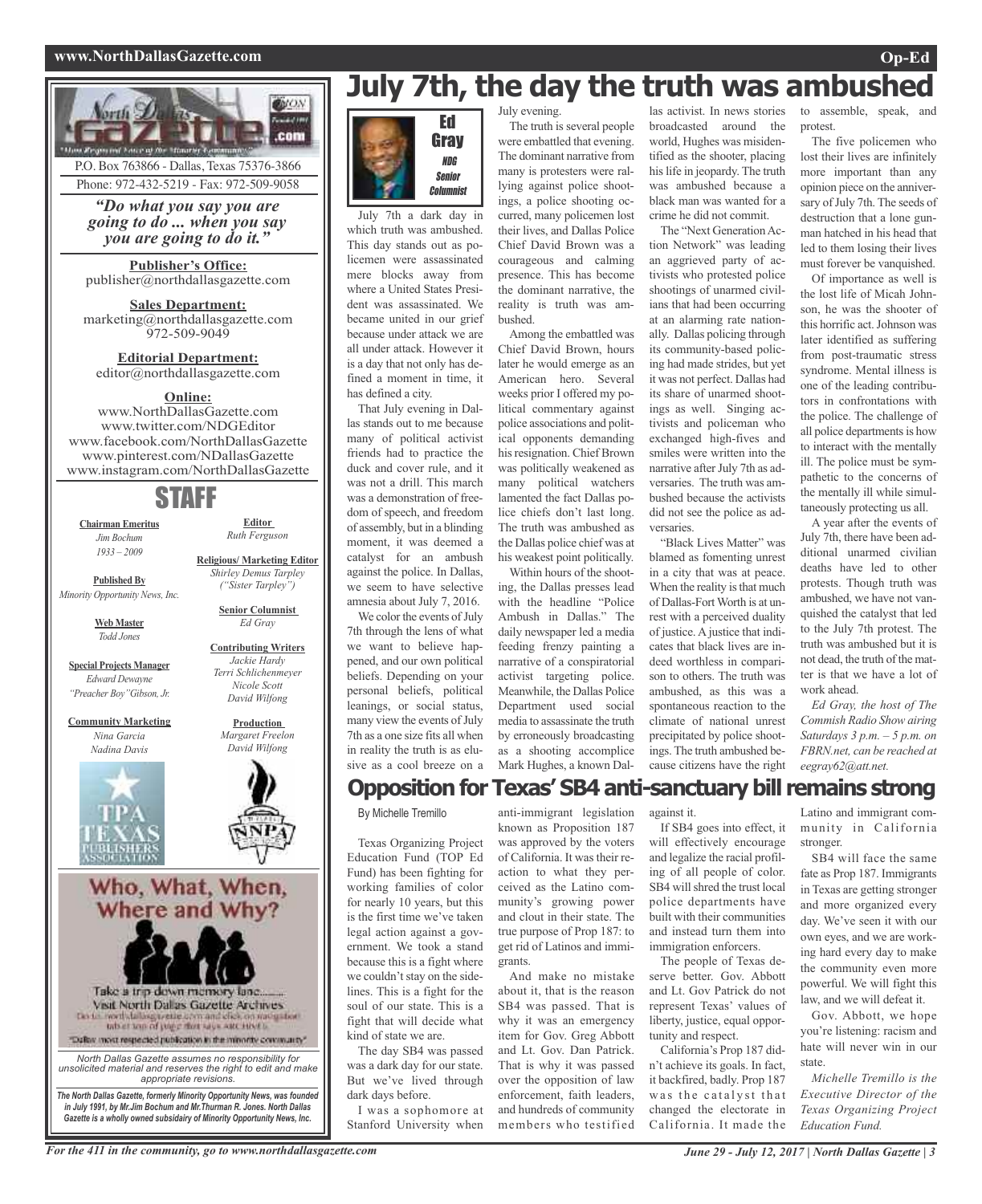P.O. Box 763866 - Dallas, Texas 75376-3866
Phone: 972-432-5219 - Fax: 972-509-9058

*"Do what you say you are going to do ... when you say you are going to do it."*

**Publisher's Office:**
publisher@northdallasgazette.com

**Sales Department:**
marketing@northdallasgazette.com
972-509-9049

**Editorial Department:**
editor@northdallasgazette.com

**Online:**
www.NorthDallasGazette.com
www.twitter.com/NDGEditor
www.facebook.com/NorthDallasGazette
www.pinterest.com/NDallasGazette
www.instagram.com/NorthDallasGazette

## STAFF

**Chairman Emeritus**
*Jim Bochum*
*1933 – 2009*

**Published By**
*Minority Opportunity News, Inc.*

**Web Master**
*Todd Jones*

**Special Projects Manager**
*Edward Dewayne "Preacher Boy" Gibson, Jr.*

**Community Marketing**
*Nina Garcia*
*Nadina Davis*

**Editor**
*Ruth Ferguson*

**Religious/ Marketing Editor**
*Shirley Demus Tarpley ("Sister Tarpley")*

**Senior Columnist**
*Ed Gray*

**Contributing Writers**
*Jackie Hardy*
*Terri Schlichenmeyer*
*Nicole Scott*
*David Wilfong*

**Production**
*Margaret Freelon*
*David Wilfong*

Who, What, When, Where and Why?

Take a trip down memory lane......
Visit North Dallas Gazette Archives

"Dallas' most respected publication in the minority community"

*North Dallas Gazette assumes no responsibility for unsolicited material and reserves the right to edit and make appropriate revisions.*

***The North Dallas Gazette, formerly Minority Opportunity News, was founded in July 1991, by Mr.Jim Bochum and Mr.Thurman R. Jones. North Dallas Gazette is a wholly owned subsidairy of Minority Opportunity News, Inc.***

# July 7th, the day the truth was ambushed

**Ed Gray**
*NDG Senior Columnist*

July 7th a dark day in which truth was ambushed. This day stands out as policemen were assassinated mere blocks away from where a United States President was assassinated. We became united in our grief because under attack we are all under attack. However it is a day that not only has defined a moment in time, it has defined a city.

That July evening in Dallas stands out to me because many of political activist friends had to practice the duck and cover rule, and it was not a drill. This march was a demonstration of freedom of speech, and freedom of assembly, but in a blinding moment, it was deemed a catalyst for an ambush against the police. In Dallas, we seem to have selective amnesia about July 7, 2016.

We color the events of July 7th through the lens of what we want to believe happened, and our own political beliefs. Depending on your personal beliefs, political leanings, or social status, many view the events of July 7th as a one size fits all when in reality the truth is as elusive as a cool breeze on a July evening.

The truth is several people were embattled that evening. The dominant narrative from many is protesters were rallying against police shootings, a police shooting occurred, many policemen lost their lives, and Dallas Police Chief David Brown was a courageous and calming presence. This has become the dominant narrative, the reality is truth was ambushed.

Among the embattled was Chief David Brown, hours later he would emerge as an American hero. Several weeks prior I offered my political commentary against police associations and political opponents demanding his resignation. Chief Brown was politically weakened as many political watchers lamented the fact Dallas police chiefs don't last long. The truth was ambushed as the Dallas police chief was at his weakest point politically.

Within hours of the shooting, the Dallas presses lead with the headline "Police Ambush in Dallas." The daily newspaper led a media feeding frenzy painting a narrative of a conspiratorial activist targeting police. Meanwhile, the Dallas Police Department used social media to assassinate the truth by erroneously broadcasting as a shooting accomplice Mark Hughes, a known Dallas activist. In news stories broadcasted around the world, Hughes was misidentified as the shooter, placing his life in jeopardy. The truth was ambushed because a black man was wanted for a crime he did not commit.

The "Next Generation Action Network" was leading an aggrieved party of activists who protested police shootings of unarmed civilians that had been occurring at an alarming rate nationally. Dallas policing through its community-based policing had made strides, but yet it was not perfect. Dallas had its share of unarmed shootings as well. Singing activists and policeman who exchanged high-fives and smiles were written into the narrative after July 7th as adversaries. The truth was ambushed because the activists did not see the police as adversaries.

"Black Lives Matter" was blamed as fomenting unrest in a city that was at peace. When the reality is that much of Dallas-Fort Worth is at unrest with a perceived duality of justice. A justice that indicates that black lives are indeed worthless in comparison to others. The truth was ambushed, as this was a spontaneous reaction to the climate of national unrest precipitated by police shootings. The truth ambushed because citizens have the right to assemble, speak, and protest.

The five policemen who lost their lives are infinitely more important than any opinion piece on the anniversary of July 7th. The seeds of destruction that a lone gunman hatched in his head that led to them losing their lives must forever be vanquished.

Of importance as well is the lost life of Micah Johnson, he was the shooter of this horrific act. Johnson was later identified as suffering from post-traumatic stress syndrome. Mental illness is one of the leading contributors in confrontations with the police. The challenge of all police departments is how to interact with the mentally ill. The police must be sympathetic to the concerns of the mentally ill while simultaneously protecting us all.

A year after the events of July 7th, there have been additional unarmed civilian deaths have led to other protests. Though truth was ambushed, we have not vanquished the catalyst that led to the July 7th protest. The truth was ambushed but it is not dead, the truth of the matter is that we have a lot of work ahead.

*Ed Gray, the host of The Commish Radio Show airing Saturdays 3 p.m. – 5 p.m. on FBRN.net, can be reached at eegray62@att.net.*

# Opposition for Texas' SB4 anti-sanctuary bill remains strong

By Michelle Tremillo

Texas Organizing Project Education Fund (TOP Ed Fund) has been fighting for working families of color for nearly 10 years, but this is the first time we've taken legal action against a government. We took a stand because this is a fight where we couldn't stay on the sidelines. This is a fight for the soul of our state. This is a fight that will decide what kind of state we are.

The day SB4 was passed was a dark day for our state. But we've lived through dark days before.

I was a sophomore at Stanford University when anti-immigrant legislation known as Proposition 187 was approved by the voters of California. It was their reaction to what they perceived as the Latino community's growing power and clout in their state. The true purpose of Prop 187: to get rid of Latinos and immigrants.

And make no mistake about it, that is the reason SB4 was passed. That is why it was an emergency item for Gov. Greg Abbott and Lt. Gov. Dan Patrick. That is why it was passed over the opposition of law enforcement, faith leaders, and hundreds of community members who testified against it.

If SB4 goes into effect, it will effectively encourage and legalize the racial profiling of all people of color. SB4 will shred the trust local police departments have built with their communities and instead turn them into immigration enforcers.

The people of Texas deserve better. Gov. Abbott and Lt. Gov Patrick do not represent Texas' values of liberty, justice, equal opportunity and respect.

California's Prop 187 didn't achieve its goals. In fact, it backfired, badly. Prop 187 was the catalyst that changed the electorate in California. It made the Latino and immigrant community in California stronger.

SB4 will face the same fate as Prop 187. Immigrants in Texas are getting stronger and more organized every day. We've seen it with our own eyes, and we are working hard every day to make the community even more powerful. We will fight this law, and we will defeat it.

Gov. Abbott, we hope you're listening: racism and hate will never win in our state.

*Michelle Tremillo is the Executive Director of the Texas Organizing Project Education Fund.*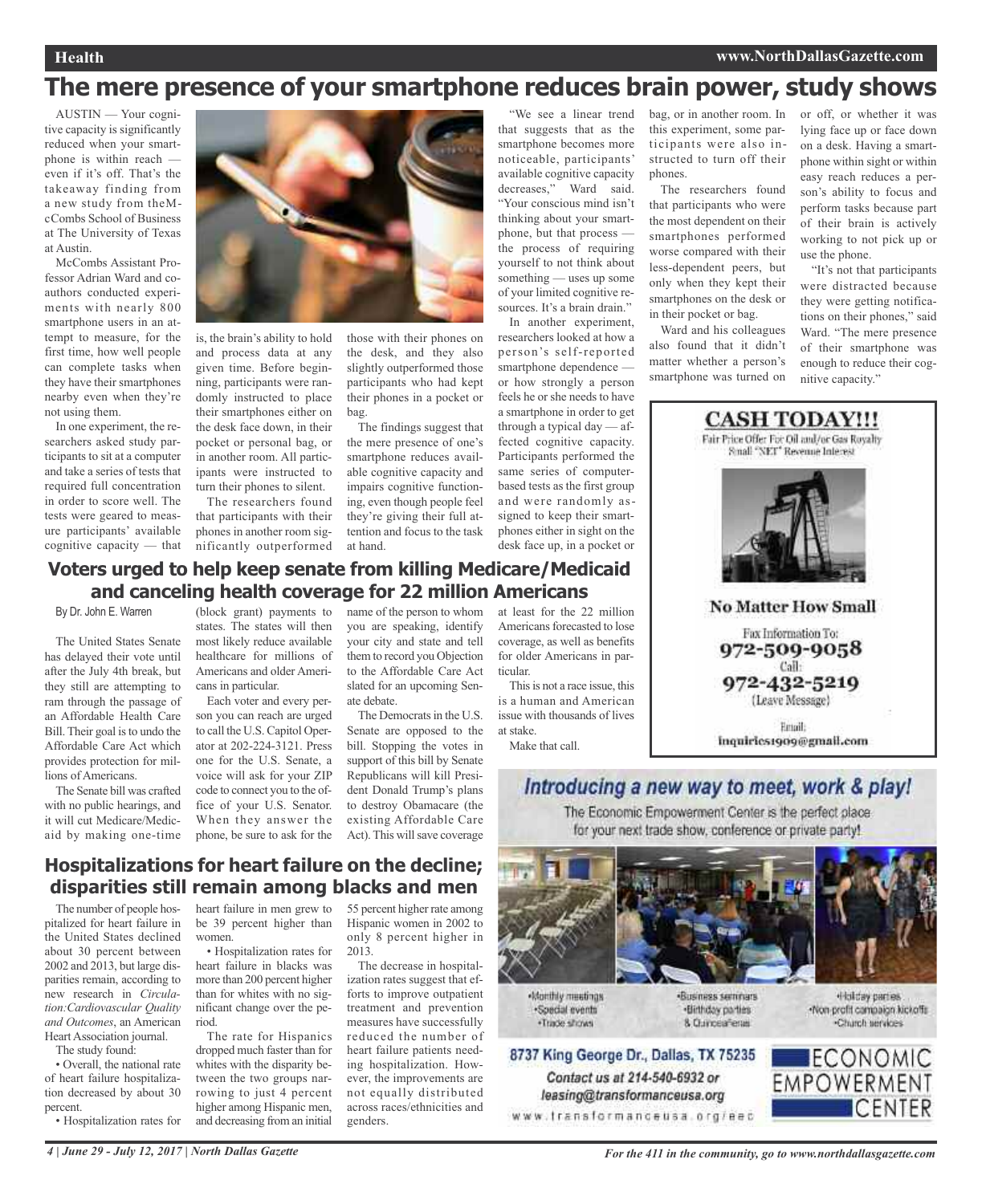# The mere presence of your smartphone reduces brain power, study shows

AUSTIN — Your cognitive capacity is significantly reduced when your smartphone is within reach — even if it's off. That's the takeaway finding from a new study from theMcCombs School of Business at The University of Texas at Austin.

McCombs Assistant Professor Adrian Ward and coauthors conducted experiments with nearly 800 smartphone users in an attempt to measure, for the first time, how well people can complete tasks when they have their smartphones nearby even when they're not using them.

In one experiment, the researchers asked study participants to sit at a computer and take a series of tests that required full concentration in order to score well. The tests were geared to measure participants' available cognitive capacity — that is, the brain's ability to hold and process data at any given time. Before beginning, participants were randomly instructed to place their smartphones either on the desk face down, in their pocket or personal bag, or in another room. All participants were instructed to turn their phones to silent.

The researchers found that participants with their phones in another room significantly outperformed those with their phones on the desk, and they also slightly outperformed those participants who had kept their phones in a pocket or bag.

The findings suggest that the mere presence of one's smartphone reduces available cognitive capacity and impairs cognitive functioning, even though people feel they're giving their full attention and focus to the task at hand.

"We see a linear trend that suggests that as the smartphone becomes more noticeable, participants' available cognitive capacity decreases," Ward said. "Your conscious mind isn't thinking about your smartphone, but that process — the process of requiring yourself to not think about something — uses up some of your limited cognitive resources. It's a brain drain."

In another experiment, researchers looked at how a person's self-reported smartphone dependence — or how strongly a person feels he or she needs to have a smartphone in order to get through a typical day — affected cognitive capacity. Participants performed the same series of computer-based tests as the first group and were randomly assigned to keep their smartphones either in sight on the desk face up, in a pocket or bag, or in another room. In this experiment, some participants were also instructed to turn off their phones.

The researchers found that participants who were the most dependent on their smartphones performed worse compared with their less-dependent peers, but only when they kept their smartphones on the desk or in their pocket or bag.

Ward and his colleagues also found that it didn't matter whether a person's smartphone was turned on or off, or whether it was lying face up or face down on a desk. Having a smartphone within sight or within easy reach reduces a person's ability to focus and perform tasks because part of their brain is actively working to not pick up or use the phone.

"It's not that participants were distracted because they were getting notifications on their phones," said Ward. "The mere presence of their smartphone was enough to reduce their cognitive capacity."

# Voters urged to help keep senate from killing Medicare/Medicaid and canceling health coverage for 22 million Americans

By Dr. John E. Warren

The United States Senate has delayed their vote until after the July 4th break, but they still are attempting to ram through the passage of an Affordable Health Care Bill. Their goal is to undo the Affordable Care Act which provides protection for millions of Americans.

The Senate bill was crafted with no public hearings, and it will cut Medicare/Medicaid by making one-time (block grant) payments to states. The states will then most likely reduce available healthcare for millions of Americans and older Americans in particular.

Each voter and every person you can reach are urged to call the U.S. Capitol Operator at 202-224-3121. Press one for the U.S. Senate, a voice will ask for your ZIP code to connect you to the office of your U.S. Senator. When they answer the phone, be sure to ask for the name of the person to whom you are speaking, identify your city and state and tell them to record you Objection to the Affordable Care Act slated for an upcoming Senate debate.

The Democrats in the U.S. Senate are opposed to the bill. Stopping the votes in support of this bill by Senate Republicans will kill President Donald Trump's plans to destroy Obamacare (the existing Affordable Care Act). This will save coverage at least for the 22 million Americans forecasted to lose coverage, as well as benefits for older Americans in particular.

This is not a race issue, this is a human and American issue with thousands of lives at stake.

Make that call.

# Hospitalizations for heart failure on the decline; disparities still remain among blacks and men

The number of people hospitalized for heart failure in the United States declined about 30 percent between 2002 and 2013, but large disparities remain, according to new research in *Circulation:Cardiovascular Quality and Outcomes*, an American Heart Association journal.

The study found:

- Overall, the national rate of heart failure hospitalization decreased by about 30 percent.
- Hospitalization rates for heart failure in men grew to be 39 percent higher than women.
- Hospitalization rates for heart failure in blacks was more than 200 percent higher than for whites with no significant change over the period.

The rate for Hispanics dropped much faster than for whites with the disparity between the two groups narrowing to just 4 percent higher among Hispanic men, and decreasing from an initial 55 percent higher rate among Hispanic women in 2002 to only 8 percent higher in 2013.

The decrease in hospitalization rates suggest that efforts to improve outpatient treatment and prevention measures have successfully reduced the number of heart failure patients needing hospitalization. However, the improvements are not equally distributed across races/ethnicities and genders.

**CASH TODAY!!!**

Fair Price Offer For Oil and/or Gas Royalty
Small "NET" Revenue Interest

**No Matter How Small**

Fax Information To:
972-509-9058
Call:
972-432-5219
(Leave Message)

Email:
inquiries1909@gmail.com

*Introducing a new way to meet, work & play!*

The Economic Empowerment Center is the perfect place for your next trade show, conference or private party!

- Monthly meetings
- Special events
- Trade shows
- Business seminars
- Birthday parties
- & Quinceañeras
- Holiday parties
- Non-profit campaign kickoffs
- Church services

8737 King George Dr., Dallas, TX 75235
Contact us at 214-540-6932 or leasing@transformanceusa.org
www.transformanceusa.org/eec

ECONOMIC EMPOWERMENT CENTER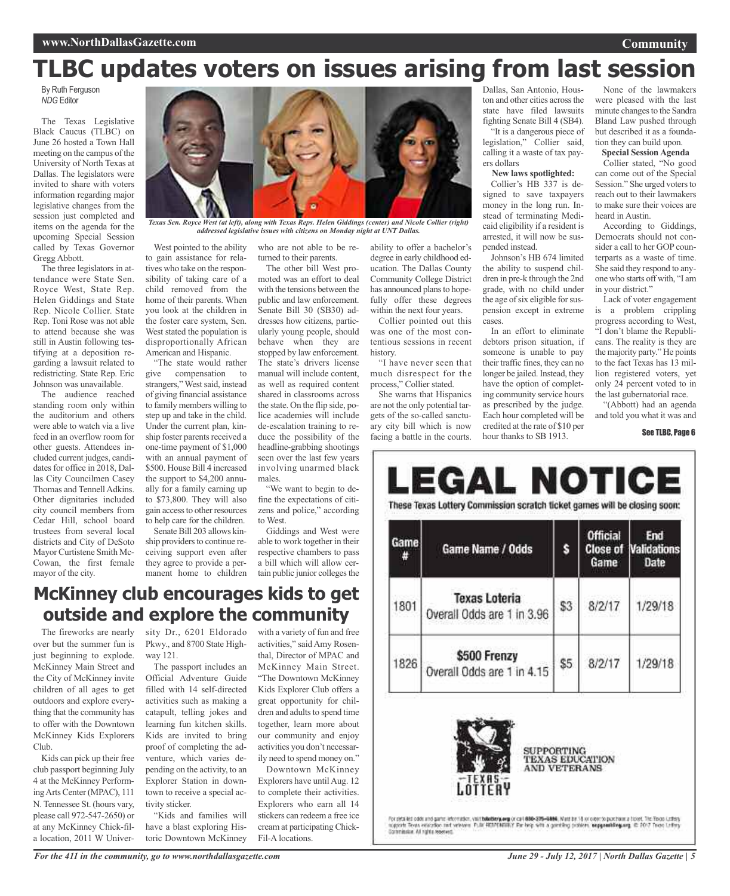# TLBC updates voters on issues arising from last session

By Ruth Ferguson
*NDG* Editor

*Texas Sen. Royce West (at left), along with Texas Reps. Helen Giddings (center) and Nicole Collier (right) addressed legislative issues with citizens on Monday night at UNT Dallas.*

The Texas Legislative Black Caucus (TLBC) on June 26 hosted a Town Hall meeting on the campus of the University of North Texas at Dallas. The legislators were invited to share with voters information regarding major legislative changes from the session just completed and items on the agenda for the upcoming Special Session called by Texas Governor Gregg Abbott.

The three legislators in attendance were State Sen. Royce West, State Rep. Helen Giddings and State Rep. Nicole Collier. State Rep. Toni Rose was not able to attend because she was still in Austin following testifying at a deposition regarding a lawsuit related to redistricting. State Rep. Eric Johnson was unavailable.

The audience reached standing room only within the auditorium and others were able to watch via a live feed in an overflow room for other guests. Attendees included current judges, candidates for office in 2018, Dallas City Councilmen Casey Thomas and Tennell Adkins. Other dignitaries included city council members from Cedar Hill, school board trustees from several local districts and City of DeSoto Mayor Curtistene Smith McCowan, the first female mayor of the city.

West pointed to the ability to gain assistance for relatives who take on the responsibility of taking care of a child removed from the home of their parents. When you look at the children in the foster care system, Sen. West stated the population is disproportionally African American and Hispanic.

"The state would rather give compensation to strangers," West said, instead of giving financial assistance to family members willing to step up and take in the child. Under the current plan, kinship foster parents received a one-time payment of $1,000 with an annual payment of $500. House Bill 4 increased the support to $4,200 annually for a family earning up to $73,800. They will also gain access to other resources to help care for the children.

Senate Bill 203 allows kinship providers to continue receiving support even after they agree to provide a permanent home to children who are not able to be returned to their parents.

The other bill West promoted was an effort to deal with the tensions between the public and law enforcement. Senate Bill 30 (SB30) addresses how citizens, particularly young people, should behave when they are stopped by law enforcement. The state's drivers license manual will include content, as well as required content shared in classrooms across the state. On the flip side, police academies will include de-escalation training to reduce the possibility of the headline-grabbing shootings seen over the last few years involving unarmed black males.

"We want to begin to define the expectations of citizens and police," according to West.

Giddings and West were able to work together in their respective chambers to pass a bill which will allow certain public junior colleges the ability to offer a bachelor's degree in early childhood education. The Dallas County Community College District has announced plans to hopefully offer these degrees within the next four years.

Collier pointed out this was one of the most contentious sessions in recent history.

"I have never seen that much disrespect for the process," Collier stated.

She warns that Hispanics are not the only potential targets of the so-called sanctuary city bill which is now facing a battle in the courts. Dallas, San Antonio, Houston and other cities across the state have filed lawsuits fighting Senate Bill 4 (SB4).

"It is a dangerous piece of legislation," Collier said, calling it a waste of tax payers dollars

**New laws spotlighted:**

Collier's HB 337 is designed to save taxpayers money in the long run. Instead of terminating Medicaid eligibility if a resident is arrested, it will now be suspended instead.

Johnson's HB 674 limited the ability to suspend children in pre-k through the 2nd grade, with no child under the age of six eligible for suspension except in extreme cases.

In an effort to eliminate debtors prison situation, if someone is unable to pay their traffic fines, they can no longer be jailed. Instead, they have the option of completing community service hours as prescribed by the judge. Each hour completed will be credited at the rate of $10 per hour thanks to SB 1913.

None of the lawmakers were pleased with the last minute changes to the Sandra Bland Law pushed through but described it as a foundation they can build upon.

**Special Session Agenda**

Collier stated, "No good can come out of the Special Session." She urged voters to reach out to their lawmakers to make sure their voices are heard in Austin.

According to Giddings, Democrats should not consider a call to her GOP counterparts as a waste of time. She said they respond to anyone who starts off with, "I am in your district."

Lack of voter engagement is a problem crippling progress according to West, "I don't blame the Republicans. The reality is they are the majority party." He points to the fact Texas has 13 million registered voters, yet only 24 percent voted to in the last gubernatorial race.

"(Abbott) had an agenda and told you what it was and

See TLBC, Page 6

# LEGAL NOTICE

These Texas Lottery Commission scratch ticket games will be closing soon:

| Game # | Game Name / Odds | $ | Official Close of Game | End Validations Date |
|---|---|---|---|---|
| 1801 | Texas Loteria<br>Overall Odds are 1 in 3.96 | $3 | 8/2/17 | 1/29/18 |
| 1826 | $500 Frenzy<br>Overall Odds are 1 in 4.15 | $5 | 8/2/17 | 1/29/18 |

TEXAS LOTTERY

SUPPORTING TEXAS EDUCATION AND VETERANS

For detailed odds and game information, visit txlottery.org or call 800-375-6886. Must be 18 or older to purchase a ticket. The Texas Lottery supports Texas education and veterans. PLAY RESPONSIBLY. For help with a gambling problem, askgambling.org. © 2017 Texas Lottery Commission. All rights reserved.

# McKinney club encourages kids to get outside and explore the community

The fireworks are nearly over but the summer fun is just beginning to explode. McKinney Main Street and the City of McKinney invite children of all ages to get outdoors and explore everything that the community has to offer with the Downtown McKinney Kids Explorers Club.

Kids can pick up their free club passport beginning July 4 at the McKinney Performing Arts Center (MPAC), 111 N. Tennessee St. (hours vary, please call 972-547-2650) or at any McKinney Chick-fil-a location, 2011 W University Dr., 6201 Eldorado Pkwy., and 8700 State Highway 121.

The passport includes an Official Adventure Guide filled with 14 self-directed activities such as making a catapult, telling jokes and learning fun kitchen skills. Kids are invited to bring proof of completing the adventure, which varies depending on the activity, to an Explorer Station in downtown to receive a special activity sticker.

"Kids and families will have a blast exploring Historic Downtown McKinney with a variety of fun and free activities," said Amy Rosenthal, Director of MPAC and McKinney Main Street. "The Downtown McKinney Kids Explorer Club offers a great opportunity for children and adults to spend time together, learn more about our community and enjoy activities you don't necessarily need to spend money on."

Downtown McKinney Explorers have until Aug. 12 to complete their activities. Explorers who earn all 14 stickers can redeem a free ice cream at participating Chick-Fil-A locations.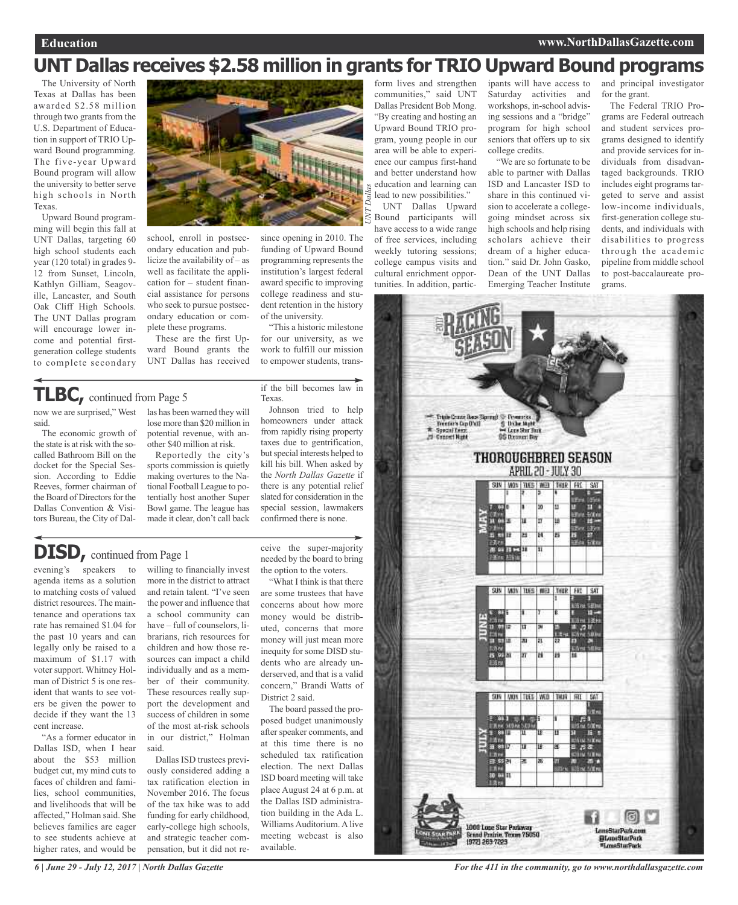# UNT Dallas receives $2.58 million in grants for TRIO Upward Bound programs

The University of North Texas at Dallas has been awarded $2.58 million through two grants from the U.S. Department of Education in support of TRIO Upward Bound programming. The five-year Upward Bound program will allow the university to better serve high schools in North Texas.

Upward Bound programming will begin this fall at UNT Dallas, targeting 60 high school students each year (120 total) in grades 9-12 from Sunset, Lincoln, Kathlyn Gilliam, Seagoville, Lancaster, and South Oak Cliff High Schools. The UNT Dallas program will encourage lower income and potential first-generation college students to complete secondary school, enroll in postsecondary education and publicize the availability of – as well as facilitate the application for – student financial assistance for persons who seek to pursue postsecondary education or complete these programs.

These are the first Upward Bound grants the UNT Dallas has received since opening in 2010. The funding of Upward Bound programming represents the institution's largest federal award specific to improving college readiness and student retention in the history of the university.

"This a historic milestone for our university, as we work to fulfill our mission to empower students, transform lives and strengthen communities," said UNT Dallas President Bob Mong. "By creating and hosting an Upward Bound TRIO program, young people in our area will be able to experience our campus first-hand and better understand how education and learning can lead to new possibilities."

UNT Dallas Upward Bound participants will have access to a wide range of free services, including weekly tutoring sessions; college campus visits and cultural enrichment opportunities. In addition, participants will have access to Saturday activities and workshops, in-school advising sessions and a "bridge" program for high school seniors that offers up to six college credits.

"We are so fortunate to be able to partner with Dallas ISD and Lancaster ISD to share in this continued vision to accelerate a college-going mindset across six high schools and help rising scholars achieve their dream of a higher education." said Dr. John Gasko, Dean of the UNT Dallas Emerging Teacher Institute and principal investigator for the grant.

The Federal TRIO Programs are Federal outreach and student services programs designed to identify and provide services for individuals from disadvantaged backgrounds. TRIO includes eight programs targeted to serve and assist low-income individuals, first-generation college students, and individuals with disabilities to progress through the academic pipeline from middle school to post-baccalaureate programs.

## TLBC, continued from Page 5

now we are surprised," West said.

The economic growth of the state is at risk with the so-called Bathroom Bill on the docket for the Special Session. According to Eddie Reeves, former chairman of the Board of Directors for the Dallas Convention & Visitors Bureau, the City of Dallas has been warned they will lose more than $20 million in potential revenue, with another $40 million at risk.

Reportedly the city's sports commission is quietly making overtures to the National Football League to potentially host another Super Bowl game. The league has made it clear, don't call back if the bill becomes law in Texas.

Johnson tried to help homeowners under attack from rapidly rising property taxes due to gentrification, but special interests helped to kill his bill. When asked by the *North Dallas Gazette* if there is any potential relief slated for consideration in the special session, lawmakers confirmed there is none.

## DISD, continued from Page 1

evening's speakers to agenda items as a solution to matching costs of valued district resources. The maintenance and operations tax rate has remained $1.04 for the past 10 years and can legally only be raised to a maximum of $1.17 with voter support. Whitney Holman of District 5 is one resident that wants to see voters be given the power to decide if they want the 13 cent increase.

"As a former educator in Dallas ISD, when I hear about the $53 million budget cut, my mind cuts to faces of children and families, school communities, and livelihoods that will be affected," Holman said. She believes families are eager to see students achieve at higher rates, and would be willing to financially invest more in the district to attract and retain talent. "I've seen the power and influence that a school community can have – full of counselors, librarians, rich resources for children and how those resources can impact a child individually and as a member of their community. These resources really support the development and success of children in some of the most at-risk schools in our district," Holman said.

Dallas ISD trustees previously considered adding a tax ratification election in November 2016. The focus of the tax hike was to add funding for early childhood, early-college high schools, and strategic teacher compensation, but it did not receive the super-majority needed by the board to bring the option to the voters.

"What I think is that there are some trustees that have concerns about how more money would be distributed, concerns that more money will just mean more inequity for some DISD students who are already underserved, and that is a valid concern," Brandi Watts of District 2 said.

The board passed the proposed budget unanimously after speaker comments, and at this time there is no scheduled tax ratification election. The next Dallas ISD board meeting will take place August 24 at 6 p.m. at the Dallas ISD administration building in the Ada L. Williams Auditorium. A live meeting webcast is also available.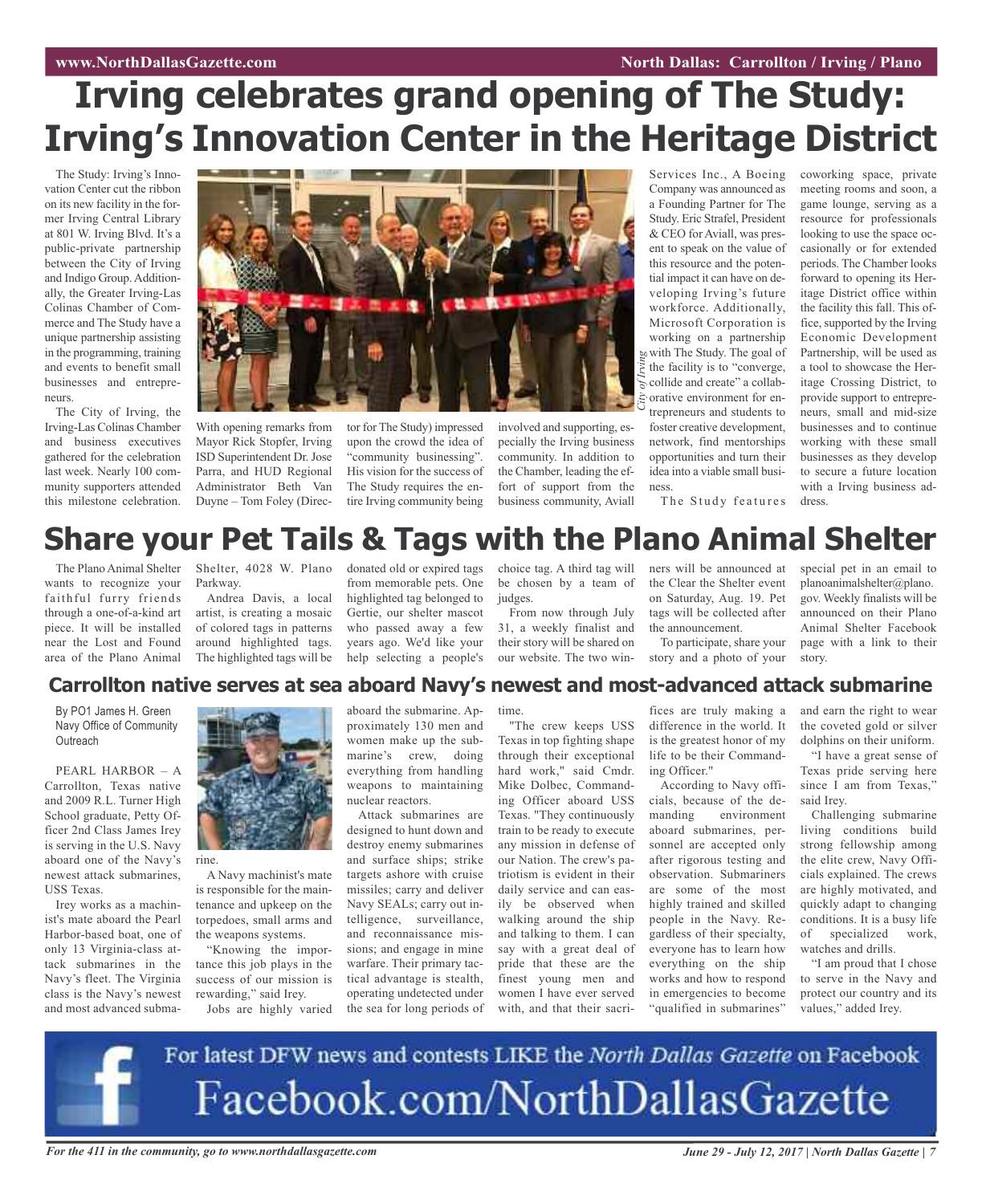# Irving celebrates grand opening of The Study: Irving's Innovation Center in the Heritage District

The Study: Irving's Innovation Center cut the ribbon on its new facility in the former Irving Central Library at 801 W. Irving Blvd. It's a public-private partnership between the City of Irving and Indigo Group. Additionally, the Greater Irving-Las Colinas Chamber of Commerce and The Study have a unique partnership assisting in the programming, training and events to benefit small businesses and entrepreneurs.

The City of Irving, the Irving-Las Colinas Chamber and business executives gathered for the celebration last week. Nearly 100 community supporters attended this milestone celebration. With opening remarks from Mayor Rick Stopfer, Irving ISD Superintendent Dr. Jose Parra, and HUD Regional Administrator Beth Van Duyne – Tom Foley (Director for The Study) impressed upon the crowd the idea of "community businessing". His vision for the success of The Study requires the entire Irving community being involved and supporting, especially the Irving business community. In addition to the Chamber, leading the effort of support from the business community, Aviall Services Inc., A Boeing Company was announced as a Founding Partner for The Study. Eric Strafel, President & CEO for Aviall, was present to speak on the value of this resource and the potential impact it can have on developing Irving's future workforce. Additionally, Microsoft Corporation is working on a partnership with The Study. The goal of the facility is to "converge, collide and create" a collaborative environment for entrepreneurs and students to foster creative development, network, find mentorships opportunities and turn their idea into a viable small business.

*City of Irving*

The Study features coworking space, private meeting rooms and soon, a game lounge, serving as a resource for professionals looking to use the space occasionally or for extended periods. The Chamber looks forward to opening its Heritage District office within the facility this fall. This office, supported by the Irving Economic Development Partnership, will be used as a tool to showcase the Heritage Crossing District, to provide support to entrepreneurs, small and mid-size businesses and to continue working with these small businesses as they develop to secure a future location with a Irving business address.

# Share your Pet Tails & Tags with the Plano Animal Shelter

The Plano Animal Shelter wants to recognize your faithful furry friends through a one-of-a-kind art piece. It will be installed near the Lost and Found area of the Plano Animal Shelter, 4028 W. Plano Parkway.

Andrea Davis, a local artist, is creating a mosaic of colored tags in patterns around highlighted tags. The highlighted tags will be donated old or expired tags from memorable pets. One highlighted tag belonged to Gertie, our shelter mascot who passed away a few years ago. We'd like your help selecting a people's choice tag. A third tag will be chosen by a team of judges.

From now through July 31, a weekly finalist and their story will be shared on our website. The two winners will be announced at the Clear the Shelter event on Saturday, Aug. 19. Pet tags will be collected after the announcement.

To participate, share your story and a photo of your special pet in an email to planoanimalshelter@plano.gov. Weekly finalists will be announced on their Plano Animal Shelter Facebook page with a link to their story.

## Carrollton native serves at sea aboard Navy's newest and most-advanced attack submarine

By PO1 James H. Green
Navy Office of Community Outreach

PEARL HARBOR – A Carrollton, Texas native and 2009 R.L. Turner High School graduate, Petty Officer 2nd Class James Irey is serving in the U.S. Navy aboard one of the Navy's newest attack submarines, USS Texas.

Irey works as a machinist's mate aboard the Pearl Harbor-based boat, one of only 13 Virginia-class attack submarines in the Navy's fleet. The Virginia class is the Navy's newest and most advanced submarine.

A Navy machinist's mate is responsible for the maintenance and upkeep on the torpedoes, small arms and the weapons systems.

"Knowing the importance this job plays in the success of our mission is rewarding," said Irey.

Jobs are highly varied aboard the submarine. Approximately 130 men and women make up the submarine's crew, doing everything from handling weapons to maintaining nuclear reactors.

Attack submarines are designed to hunt down and destroy enemy submarines and surface ships; strike targets ashore with cruise missiles; carry and deliver Navy SEALs; carry out intelligence, surveillance, and reconnaissance missions; and engage in mine warfare. Their primary tactical advantage is stealth, operating undetected under the sea for long periods of time.

"The crew keeps USS Texas in top fighting shape through their exceptional hard work," said Cmdr. Mike Dolbec, Commanding Officer aboard USS Texas. "They continuously train to be ready to execute any mission in defense of our Nation. The crew's patriotism is evident in their daily service and can easily be observed when walking around the ship and talking to them. I can say with a great deal of pride that these are the finest young men and women I have ever served with, and that their sacrifices are truly making a difference in the world. It is the greatest honor of my life to be their Commanding Officer."

According to Navy officials, because of the demanding environment aboard submarines, personnel are accepted only after rigorous testing and observation. Submariners are some of the most highly trained and skilled people in the Navy. Regardless of their specialty, everyone has to learn how everything on the ship works and how to respond in emergencies to become "qualified in submarines" and earn the right to wear the coveted gold or silver dolphins on their uniform.

"I have a great sense of Texas pride serving here since I am from Texas," said Irey.

Challenging submarine living conditions build strong fellowship among the elite crew, Navy Officials explained. The crews are highly motivated, and quickly adapt to changing conditions. It is a busy life of specialized work, watches and drills.

"I am proud that I chose to serve in the Navy and protect our country and its values," added Irey.

For latest DFW news and contests LIKE the *North Dallas Gazette* on Facebook
Facebook.com/NorthDallasGazette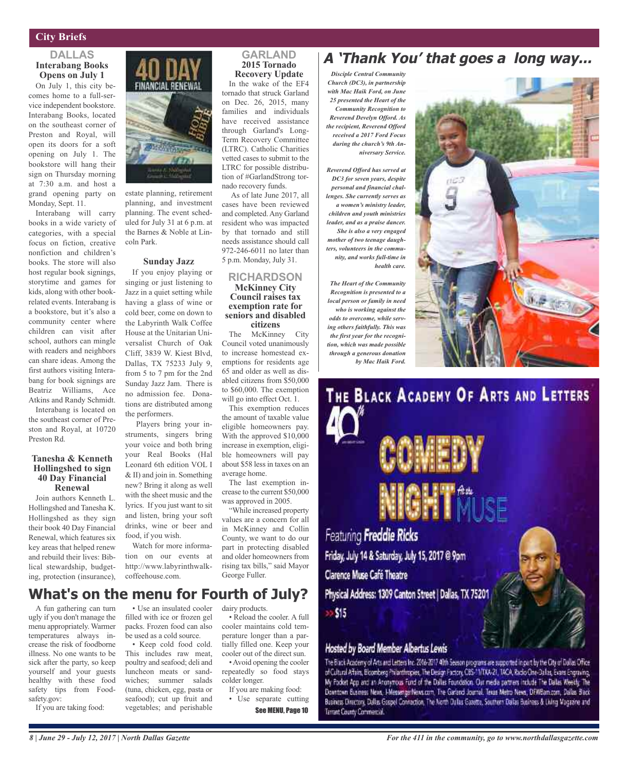## City Briefs

### DALLAS

#### Interabang Books Opens on July 1

On July 1, this city becomes home to a full-service independent bookstore. Interabang Books, located on the southeast corner of Preston and Royal, will open its doors for a soft opening on July 1. The bookstore will hang their sign on Thursday morning at 7:30 a.m. and host a grand opening party on Monday, Sept. 11.

Interabang will carry books in a wide variety of categories, with a special focus on fiction, creative nonfiction and children's books. The store will also host regular book signings, storytime and games for kids, along with other book-related events. Interabang is a bookstore, but it's also a community center where children can visit after school, authors can mingle with readers and neighbors can share ideas. Among the first authors visiting Interabang for book signings are Beatriz Williams, Ace Atkins and Randy Schmidt.

Interabang is located on the southeast corner of Preston and Royal, at 10720 Preston Rd.

#### Tanesha & Kenneth Hollingshed to sign 40 Day Financial Renewal

Join authors Kenneth L. Hollingshed and Tanesha K. Hollingshed as they sign their book 40 Day Financial Renewal, which features six key areas that helped renew and rebuild their lives: Biblical stewardship, budgeting, protection (insurance), estate planning, retirement planning, and investment planning. The event scheduled for July 31 at 6 p.m. at the Barnes & Noble at Lincoln Park.

#### Sunday Jazz

If you enjoy playing or singing or just listening to Jazz in a quiet setting while having a glass of wine or cold beer, come on down to the Labyrinth Walk Coffee House at the Unitarian Universalist Church of Oak Cliff, 3839 W. Kiest Blvd, Dallas, TX 75233 July 9, from 5 to 7 pm for the 2nd Sunday Jazz Jam. There is no admission fee. Donations are distributed among the performers.

Players bring your instruments, singers bring your voice and both bring your Real Books (Hal Leonard 6th edition VOL I & II) and join in. Something new? Bring it along as well with the sheet music and the lyrics. If you just want to sit and listen, bring your soft drinks, wine or beer and food, if you wish.

Watch for more information on our events at http://www.labyrinthwalkcoffeehouse.com.

### GARLAND

#### 2015 Tornado Recovery Update

In the wake of the EF4 tornado that struck Garland on Dec. 26, 2015, many families and individuals have received assistance through Garland's Long-Term Recovery Committee (LTRC). Catholic Charities vetted cases to submit to the LTRC for possible distribution of #GarlandStrong tornado recovery funds.

As of late June 2017, all cases have been reviewed and completed. Any Garland resident who was impacted by that tornado and still needs assistance should call 972-246-6011 no later than 5 p.m. Monday, July 31.

### RICHARDSON

#### McKinney City Council raises tax exemption rate for seniors and disabled citizens

The McKinney City Council voted unanimously to increase homestead exemptions for residents age 65 and older as well as disabled citizens from $50,000 to $60,000. The exemption will go into effect Oct. 1.

This exemption reduces the amount of taxable value eligible homeowners pay. With the approved $10,000 increase in exemption, eligible homeowners will pay about $58 less in taxes on an average home.

The last exemption increase to the current $50,000 was approved in 2005.

"While increased property values are a concern for all in McKinney and Collin County, we want to do our part in protecting disabled and older homeowners from rising tax bills," said Mayor George Fuller.

## A 'Thank You' that goes a long way...

*Disciple Central Community Church (DC3), in partnership with Mac Haik Ford, on June 25 presented the Heart of the Community Recognition to Reverend Develyn Offord. As the recipient, Reverend Offord received a 2017 Ford Focus during the church's 9th Anniversary Service.*

*Reverend Offord has served at DC3 for seven years, despite personal and financial challenges. She currently serves as a women's ministry leader, children and youth ministries leader, and as a praise dancer. She is also a very engaged mother of two teenage daughters, volunteers in the community, and works full-time in health care.*

*The Heart of the Community Recognition is presented to a local person or family in need who is working against the odds to overcome, while serving others faithfully. This was the first year for the recognition, which was made possible through a generous donation by Mac Haik Ford.*

## What's on the menu for Fourth of July?

A fun gathering can turn ugly if you don't manage the menu appropriately. Warmer temperatures always increase the risk of foodborne illness. No one wants to be sick after the party, so keep yourself and your guests healthy with these food safety tips from Foodsafety.gov:

If you are taking food:

- Use an insulated cooler filled with ice or frozen gel packs. Frozen food can also be used as a cold source.
- Keep cold food cold. This includes raw meat, poultry and seafood; deli and luncheon meats or sandwiches; summer salads (tuna, chicken, egg, pasta or seafood); cut up fruit and vegetables; and perishable dairy products.
- Reload the cooler. A full cooler maintains cold temperature longer than a partially filled one. Keep your cooler out of the direct sun.
- Avoid opening the cooler repeatedly so food stays colder longer.

If you are making food:

- Use separate cutting

See MENU, Page 10

---

**THE BLACK ACADEMY OF ARTS AND LETTERS**

40th

**COMEDY NIGHT** At the MUSE

Featuring **Freddie Ricks**

Friday, July 14 & Saturday, July 15, 2017 @ 9pm

Clarence Muse Café Theatre

Physical Address: 1309 Canton Street | Dallas, TX 75201

$15

**Hosted by Board Member Albertus Lewis**

The Black Academy of Arts and Letters Inc. 2016-2017 40th Season programs are supported in part by the City of Dallas Office of Cultural Affairs, Bloomberg Philanthropies, The Design Factory, CBS-11/TXA-21, TACA, Radio One-Dallas, Evans Engraving, My Pocket App and an Anonymous Fund of the Dallas Foundation. Our media partners include The Dallas Weekly, The Downtown Business News, I-MessengerNews.com, The Garland Journal, Texas Metro News, DFWBam.com, Dallas Black Business Directory, Dallas Gospel Connection, The North Dallas Gazette, Southern Dallas Business & Living Magazine and Tarrant County Commercial.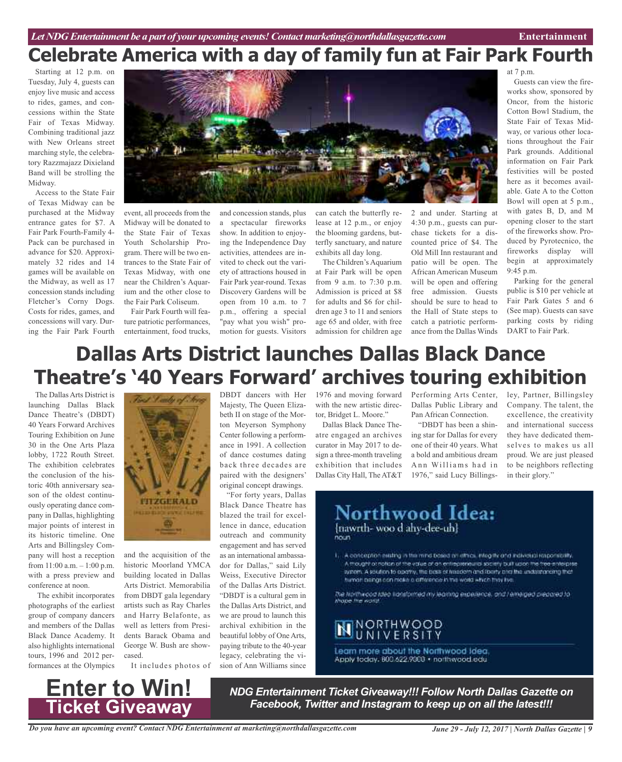# Celebrate America with a day of family fun at Fair Park Fourth

Starting at 12 p.m. on Tuesday, July 4, guests can enjoy live music and access to rides, games, and concessions within the State Fair of Texas Midway. Combining traditional jazz with New Orleans street marching style, the celebratory Razzmajazz Dixieland Band will be strolling the Midway.

Access to the State Fair of Texas Midway can be purchased at the Midway entrance gates for $7. A Fair Park Fourth-Family 4-Pack can be purchased in advance for $20. Approximately 32 rides and 14 games will be available on the Midway, as well as 17 concession stands including Fletcher's Corny Dogs. Costs for rides, games, and concessions will vary. During the Fair Park Fourth event, all proceeds from the Midway will be donated to the State Fair of Texas Youth Scholarship Program. There will be two entrances to the State Fair of Texas Midway, with one near the Children's Aquarium and the other close to the Fair Park Coliseum.

Fair Park Fourth will feature patriotic performances, entertainment, food trucks, and concession stands, plus a spectacular fireworks show. In addition to enjoying the Independence Day activities, attendees are invited to check out the variety of attractions housed in Fair Park year-round. Texas Discovery Gardens will be open from 10 a.m. to 7 p.m., offering a special "pay what you wish" promotion for guests. Visitors can catch the butterfly release at 12 p.m., or enjoy the blooming gardens, butterfly sanctuary, and nature exhibits all day long.

The Children's Aquarium at Fair Park will be open from 9 a.m. to 7:30 p.m. Admission is priced at $8 for adults and $6 for children age 3 to 11 and seniors age 65 and older, with free admission for children age 2 and under. Starting at 4:30 p.m., guests can purchase tickets for a discounted price of $4. The Old Mill Inn restaurant and patio will be open. The African American Museum will be open and offering free admission. Guests should be sure to head to the Hall of State steps to catch a patriotic performance from the Dallas Winds at 7 p.m.

Guests can view the fireworks show, sponsored by Oncor, from the historic Cotton Bowl Stadium, the State Fair of Texas Midway, or various other locations throughout the Fair Park grounds. Additional information on Fair Park festivities will be posted here as it becomes available. Gate A to the Cotton Bowl will open at 5 p.m., with gates B, D, and M opening closer to the start of the fireworks show. Produced by Pyrotecnico, the fireworks display will begin at approximately 9:45 p.m.

Parking for the general public is $10 per vehicle at Fair Park Gates 5 and 6 (See map). Guests can save parking costs by riding DART to Fair Park.

# Dallas Arts District launches Dallas Black Dance Theatre's '40 Years Forward' archives touring exhibition

The Dallas Arts District is launching Dallas Black Dance Theatre's (DBDT) 40 Years Forward Archives Touring Exhibition on June 30 in the One Arts Plaza lobby, 1722 Routh Street. The exhibition celebrates the conclusion of the historic 40th anniversary season of the oldest continuously operating dance company in Dallas, highlighting major points of interest in its historic timeline. One Arts and Billingsley Company will host a reception from 11:00 a.m. – 1:00 p.m. with a press preview and conference at noon.

The exhibit incorporates photographs of the earliest group of company dancers and members of the Dallas Black Dance Academy. It also highlights international tours, 1996 and 2012 performances at the Olympics and the acquisition of the historic Moorland YMCA building located in Dallas Arts District. Memorabilia from DBDT gala legendary artists such as Ray Charles and Harry Belafonte, as well as letters from Presidents Barack Obama and George W. Bush are showcased.

It includes photos of DBDT dancers with Her Majesty, The Queen Elizabeth II on stage of the Morton Meyerson Symphony Center following a performance in 1991. A collection of dance costumes dating back three decades are paired with the designers' original concept drawings.

"For forty years, Dallas Black Dance Theatre has blazed the trail for excellence in dance, education outreach and community engagement and has served as an international ambassador for Dallas," said Lily Weiss, Executive Director of the Dallas Arts District. "DBDT is a cultural gem in the Dallas Arts District, and we are proud to launch this archival exhibition in the beautiful lobby of One Arts, paying tribute to the 40-year legacy, celebrating the vision of Ann Williams since 1976 and moving forward with the new artistic director, Bridget L. Moore."

Dallas Black Dance Theatre engaged an archives curator in May 2017 to design a three-month traveling exhibition that includes Dallas City Hall, The AT&T Performing Arts Center, Dallas Public Library and Pan African Connection.

"DBDT has been a shining star for Dallas for every one of their 40 years. What a bold and ambitious dream Ann Williams had in 1976," said Lucy Billingsley, Partner, Billingsley Company. "The talent, the excellence, the creativity and international success they have dedicated themselves to makes us all proud. We are just pleased to be neighbors reflecting in their glory."

**Northwood Idea:**
{nawrth- woo d ahy-dee-uh}
noun

1. A conception existing in the mind based on ethics, integrity and individual responsibility. A thought or notion of the value of an entrepreneurial society built upon the free-enterprise system. A solution to apathy, the basis of freedom and liberty and the understanding that human beings can make a difference in the world which they live.

*The Northwood Idea transformed my learning experience, and I emerged prepared to shape the world.*

NORTHWOOD UNIVERSITY

Learn more about the Northwood Idea. Apply today. 800.622.9000 • northwood.edu

**Enter to Win! Ticket Giveaway**

***NDG Entertainment Ticket Giveaway!!! Follow North Dallas Gazette on Facebook, Twitter and Instagram to keep up on all the latest!!!***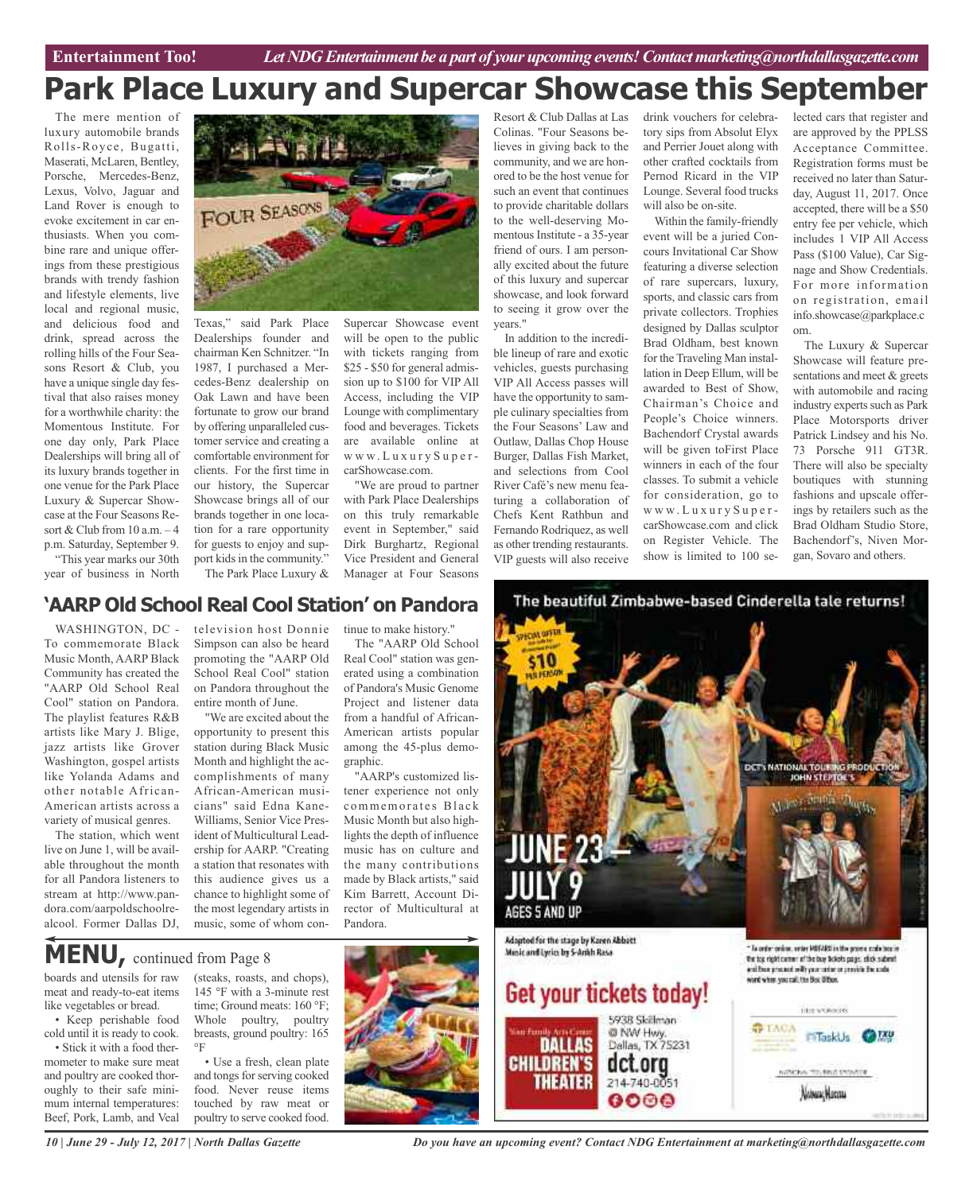**Entertainment Too!** *Let NDG Entertainment be a part of your upcoming events! Contact marketing@northdallasgazette.com*

# Park Place Luxury and Supercar Showcase this September

The mere mention of luxury automobile brands Rolls-Royce, Bugatti, Maserati, McLaren, Bentley, Porsche, Mercedes-Benz, Lexus, Volvo, Jaguar and Land Rover is enough to evoke excitement in car enthusiasts. When you combine rare and unique offerings from these prestigious brands with trendy fashion and lifestyle elements, live local and regional music, and delicious food and drink, spread across the rolling hills of the Four Seasons Resort & Club, you have a unique single day festival that also raises money for a worthwhile charity: the Momentous Institute. For one day only, Park Place Dealerships will bring all of its luxury brands together in one venue for the Park Place Luxury & Supercar Showcase at the Four Seasons Resort & Club from 10 a.m. – 4 p.m. Saturday, September 9.

"This year marks our 30th year of business in North Texas," said Park Place Dealerships founder and chairman Ken Schnitzer. "In 1987, I purchased a Mercedes-Benz dealership on Oak Lawn and have been fortunate to grow our brand by offering unparalleled customer service and creating a comfortable environment for clients. For the first time in our history, the Supercar Showcase brings all of our brands together in one location for a rare opportunity for guests to enjoy and support kids in the community."

The Park Place Luxury & Supercar Showcase event will be open to the public with tickets ranging from $25 - $50 for general admission up to $100 for VIP All Access, including the VIP Lounge with complimentary food and beverages. Tickets are available online at www.LuxurySupercarShowcase.com.

"We are proud to partner with Park Place Dealerships on this truly remarkable event in September," said Dirk Burghartz, Regional Vice President and General Manager at Four Seasons Resort & Club Dallas at Las Colinas. "Four Seasons believes in giving back to the community, and we are honored to be the host venue for such an event that continues to provide charitable dollars to the well-deserving Momentous Institute - a 35-year friend of ours. I am personally excited about the future of this luxury and supercar showcase, and look forward to seeing it grow over the years."

In addition to the incredible lineup of rare and exotic vehicles, guests purchasing VIP All Access passes will have the opportunity to sample culinary specialties from the Four Seasons' Law and Outlaw, Dallas Chop House Burger, Dallas Fish Market, and selections from Cool River Café's new menu featuring a collaboration of Chefs Kent Rathbun and Fernando Rodriquez, as well as other trending restaurants. VIP guests will also receive drink vouchers for celebratory sips from Absolut Elyx and Perrier Jouet along with other crafted cocktails from Pernod Ricard in the VIP Lounge. Several food trucks will also be on-site.

Within the family-friendly event will be a juried Concours Invitational Car Show featuring a diverse selection of rare supercars, luxury, sports, and classic cars from private collectors. Trophies designed by Dallas sculptor Brad Oldham, best known for the Traveling Man installation in Deep Ellum, will be awarded to Best of Show, Chairman's Choice and People's Choice winners. Bachendorf Crystal awards will be given toFirst Place winners in each of the four classes. To submit a vehicle for consideration, go to www.LuxurySupercarShowcase.com and click on Register Vehicle. The show is limited to 100 selected cars that register and are approved by the PPLSS Acceptance Committee. Registration forms must be received no later than Saturday, August 11, 2017. Once accepted, there will be a $50 entry fee per vehicle, which includes 1 VIP All Access Pass ($100 Value), Car Signage and Show Credentials. For more information on registration, email info.showcase@parkplace.com.

The Luxury & Supercar Showcase will feature presentations and meet & greets with automobile and racing industry experts such as Park Place Motorsports driver Patrick Lindsey and his No. 73 Porsche 911 GT3R. There will also be specialty boutiques with stunning fashions and upscale offerings by retailers such as the Brad Oldham Studio Store, Bachendorf's, Niven Morgan, Sovaro and others.

## 'AARP Old School Real Cool Station' on Pandora

WASHINGTON, DC - To commemorate Black Music Month, AARP Black Community has created the "AARP Old School Real Cool" station on Pandora. The playlist features R&B artists like Mary J. Blige, jazz artists like Grover Washington, gospel artists like Yolanda Adams and other notable African-American artists across a variety of musical genres.

The station, which went live on June 1, will be available throughout the month for all Pandora listeners to stream at http://www.pandora.com/aarpoldschoolrealcool. Former Dallas DJ, television host Donnie Simpson can also be heard promoting the "AARP Old School Real Cool" station on Pandora throughout the entire month of June.

"We are excited about the opportunity to present this station during Black Music Month and highlight the accomplishments of many African-American musicians" said Edna Kane-Williams, Senior Vice President of Multicultural Leadership for AARP. "Creating a station that resonates with this audience gives us a chance to highlight some of the most legendary artists in music, some of whom continue to make history."

The "AARP Old School Real Cool" station was generated using a combination of Pandora's Music Genome Project and listener data from a handful of African-American artists popular among the 45-plus demographic.

"AARP's customized listener experience not only commemorates Black Music Month but also highlights the depth of influence music has on culture and the many contributions made by Black artists," said Kim Barrett, Account Director of Multicultural at Pandora.

## MENU, continued from Page 8

boards and utensils for raw meat and ready-to-eat items like vegetables or bread.

- Keep perishable food cold until it is ready to cook.
- Stick it with a food thermometer to make sure meat and poultry are cooked thoroughly to their safe minimum internal temperatures: Beef, Pork, Lamb, and Veal (steaks, roasts, and chops), 145 °F with a 3-minute rest time; Ground meats: 160 °F; Whole poultry, poultry breasts, ground poultry: 165 °F
- Use a fresh, clean plate and tongs for serving cooked food. Never reuse items touched by raw meat or poultry to serve cooked food.

The beautiful Zimbabwe-based Cinderella tale returns!

SPECIAL OFFER $10 PER PERSON

DCT'S NATIONAL TOURING PRODUCTION JOHN STEPTOE'S Mufaro's Beautiful Daughters

JUNE 23 – JULY 9
AGES 5 AND UP

Adapted for the stage by Karen Abbott
Music and Lyrics by S-Ankh Rasa

Get your tickets today!

Dallas Children's Theater
5938 Skillman @ NW Hwy.
Dallas, TX 75231
dct.org
214-740-0051

* To order online, enter MUFARO in the promo code box in the top right corner of the buy tickets page, click submit and then proceed with your order or provide the code word when you call the Box Office.

*Do you have an upcoming event? Contact NDG Entertainment at marketing@northdallasgazette.com*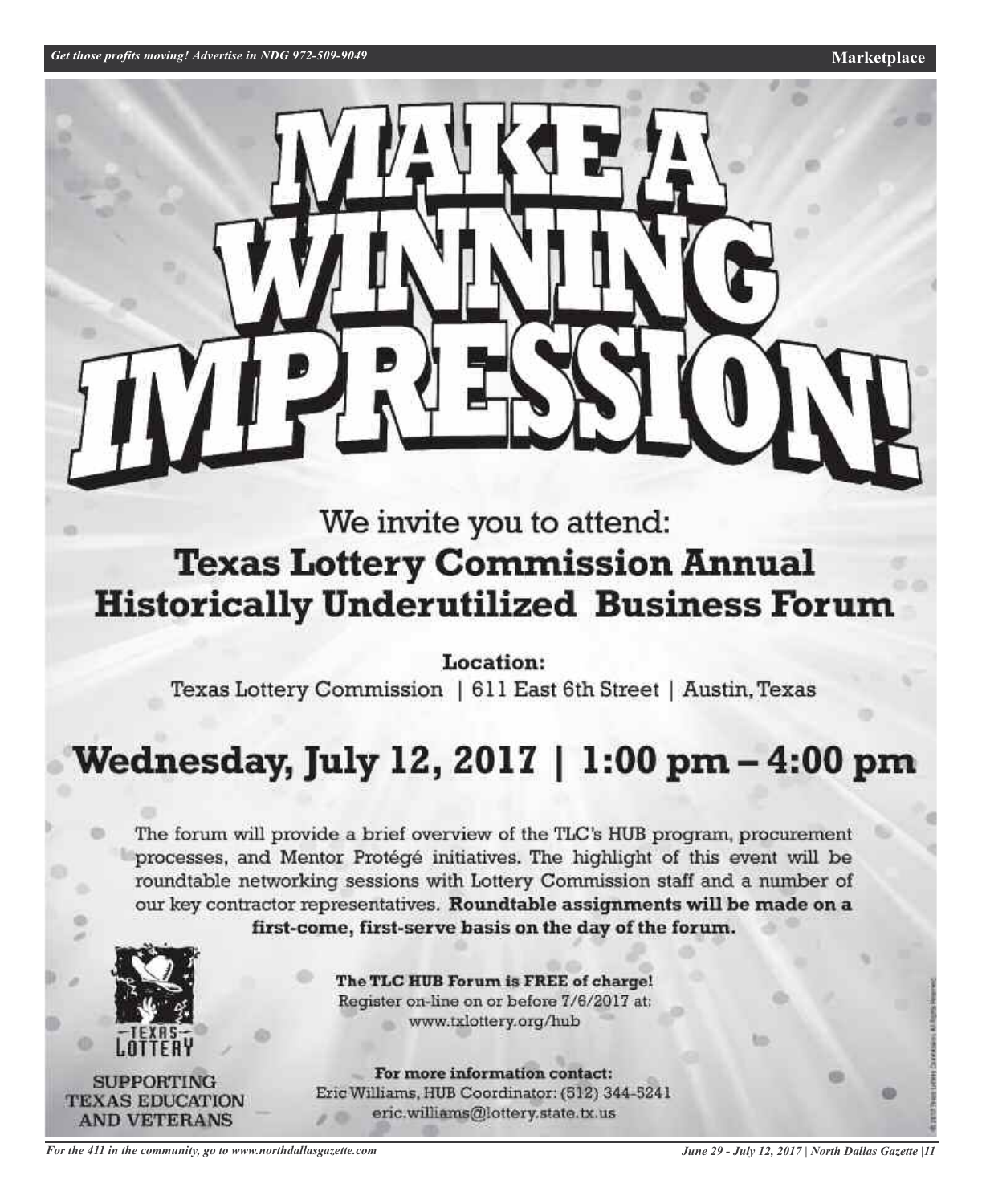# MAKE A WINNING IMPRESSION!

We invite you to attend:

## Texas Lottery Commission Annual Historically Underutilized Business Forum

**Location:**

Texas Lottery Commission | 611 East 6th Street | Austin, Texas

## Wednesday, July 12, 2017 | 1:00 pm – 4:00 pm

The forum will provide a brief overview of the TLC's HUB program, procurement processes, and Mentor Protégé initiatives. The highlight of this event will be roundtable networking sessions with Lottery Commission staff and a number of our key contractor representatives. **Roundtable assignments will be made on a first-come, first-serve basis on the day of the forum.**

TEXAS LOTTERY

SUPPORTING TEXAS EDUCATION AND VETERANS

**The TLC HUB Forum is FREE of charge!**
Register on-line on or before 7/6/2017 at:
www.txlottery.org/hub

**For more information contact:**
Eric Williams, HUB Coordinator: (512) 344-5241
eric.williams@lottery.state.tx.us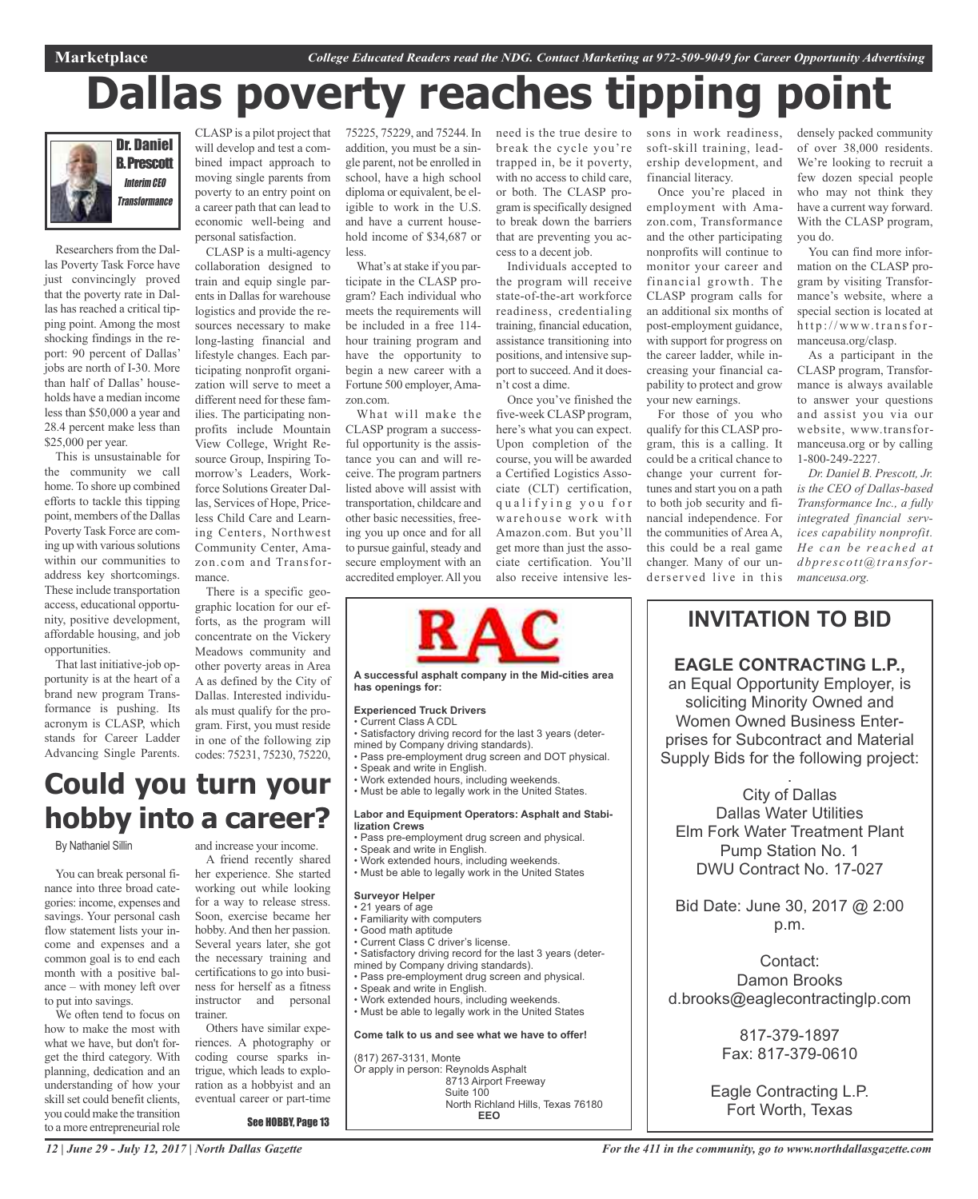Marketplace *College Educated Readers read the NDG. Contact Marketing at 972-509-9049 for Career Opportunity Advertising*

# Dallas poverty reaches tipping point

**Dr. Daniel B. Prescott**
*Interim CEO Transformance*

Researchers from the Dallas Poverty Task Force have just convincingly proved that the poverty rate in Dallas has reached a critical tipping point. Among the most shocking findings in the report: 90 percent of Dallas' jobs are north of I-30. More than half of Dallas' households have a median income less than $50,000 a year and 28.4 percent make less than $25,000 per year.

This is unsustainable for the community we call home. To shore up combined efforts to tackle this tipping point, members of the Dallas Poverty Task Force are coming up with various solutions within our communities to address key shortcomings. These include transportation access, educational opportunity, positive development, affordable housing, and job opportunities.

That last initiative-job opportunity is at the heart of a brand new program Transformance is pushing. Its acronym is CLASP, which stands for Career Ladder Advancing Single Parents. CLASP is a pilot project that will develop and test a combined impact approach to moving single parents from poverty to an entry point on a career path that can lead to economic well-being and personal satisfaction.

CLASP is a multi-agency collaboration designed to train and equip single parents in Dallas for warehouse logistics and provide the resources necessary to make long-lasting financial and lifestyle changes. Each participating nonprofit organization will serve to meet a different need for these families. The participating nonprofits include Mountain View College, Wright Resource Group, Inspiring Tomorrow's Leaders, Workforce Solutions Greater Dallas, Services of Hope, Priceless Child Care and Learning Centers, Northwest Community Center, Amazon.com and Transformance.

There is a specific geographic location for our efforts, as the program will concentrate on the Vickery Meadows community and other poverty areas in Area A as defined by the City of Dallas. Interested individuals must qualify for the program. First, you must reside in one of the following zip codes: 75231, 75230, 75220, 75225, 75229, and 75244. In addition, you must be a single parent, not be enrolled in school, have a high school diploma or equivalent, be eligible to work in the U.S. and have a current household income of $34,687 or less.

What's at stake if you participate in the CLASP program? Each individual who meets the requirements will be included in a free 114-hour training program and have the opportunity to begin a new career with a Fortune 500 employer, Amazon.com.

What will make the CLASP program a successful opportunity is the assistance you can and will receive. The program partners listed above will assist with transportation, childcare and other basic necessities, freeing you up once and for all to pursue gainful, steady and secure employment with an accredited employer. All you need is the true desire to break the cycle you're trapped in, be it poverty, with no access to child care, or both. The CLASP program is specifically designed to break down the barriers that are preventing you access to a decent job.

Individuals accepted to the program will receive state-of-the-art workforce readiness, credentialing training, financial education, assistance transitioning into positions, and intensive support to succeed. And it doesn't cost a dime.

Once you've finished the five-week CLASP program, here's what you can expect. Upon completion of the course, you will be awarded a Certified Logistics Associate (CLT) certification, qualifying you for warehouse work with Amazon.com. But you'll get more than just the associate certification. You'll also receive intensive lessons in work readiness, soft-skill training, leadership development, and financial literacy.

Once you're placed in employment with Amazon.com, Transformance and the other participating nonprofits will continue to monitor your career and financial growth. The CLASP program calls for an additional six months of post-employment guidance, with support for progress on the career ladder, while increasing your financial capability to protect and grow your new earnings.

For those of you who qualify for this CLASP program, this is a calling. It could be a critical chance to change your current fortunes and start you on a path to both job security and financial independence. For the communities of Area A, this could be a real game changer. Many of our underserved live in this densely packed community of over 38,000 residents. We're looking to recruit a few dozen special people who may not think they have a current way forward. With the CLASP program, you do.

You can find more information on the CLASP program by visiting Transformance's website, where a special section is located at http://www.transformanceusa.org/clasp.

As a participant in the CLASP program, Transformance is always available to answer your questions and assist you via our website, www.transformanceusa.org or by calling 1-800-249-2227.

*Dr. Daniel B. Prescott, Jr. is the CEO of Dallas-based Transformance Inc., a fully integrated financial services capability nonprofit. He can be reached at dbprescott@transformanceusa.org.*

# Could you turn your hobby into a career?

By Nathaniel Sillin

You can break personal finance into three broad categories: income, expenses and savings. Your personal cash flow statement lists your income and expenses and a common goal is to end each month with a positive balance – with money left over to put into savings.

We often tend to focus on how to make the most with what we have, but don't forget the third category. With planning, dedication and an understanding of how your skill set could benefit clients, you could make the transition to a more entrepreneurial role and increase your income.

A friend recently shared her experience. She started working out while looking for a way to release stress. Soon, exercise became her hobby. And then her passion. Several years later, she got the necessary training and certifications to go into business for herself as a fitness instructor and personal trainer.

Others have similar experiences. A photography or coding course sparks intrigue, which leads to exploration as a hobbyist and an eventual career or part-time

See HOBBY, Page 13

---

**RAC**

**A successful asphalt company in the Mid-cities area has openings for:**

**Experienced Truck Drivers**
- Current Class A CDL
- Satisfactory driving record for the last 3 years (determined by Company driving standards).
- Pass pre-employment drug screen and DOT physical.
- Speak and write in English.
- Work extended hours, including weekends.
- Must be able to legally work in the United States.

**Labor and Equipment Operators: Asphalt and Stabilization Crews**
- Pass pre-employment drug screen and physical.
- Speak and write in English.
- Work extended hours, including weekends.
- Must be able to legally work in the United States

**Surveyor Helper**
- 21 years of age
- Familiarity with computers
- Good math aptitude
- Current Class C driver's license.
- Satisfactory driving record for the last 3 years (determined by Company driving standards).
- Pass pre-employment drug screen and physical.
- Speak and write in English.
- Work extended hours, including weekends.
- Must be able to legally work in the United States

**Come talk to us and see what we have to offer!**

(817) 267-3131, Monte
Or apply in person: Reynolds Asphalt
8713 Airport Freeway
Suite 100
North Richland Hills, Texas 76180
**EEO**

---

## INVITATION TO BID

**EAGLE CONTRACTING L.P.,**
an Equal Opportunity Employer, is soliciting Minority Owned and Women Owned Business Enterprises for Subcontract and Material Supply Bids for the following project:

City of Dallas
Dallas Water Utilities
Elm Fork Water Treatment Plant
Pump Station No. 1
DWU Contract No. 17-027

Bid Date: June 30, 2017 @ 2:00 p.m.

Contact:
Damon Brooks
d.brooks@eaglecontractinglp.com

817-379-1897
Fax: 817-379-0610

Eagle Contracting L.P.
Fort Worth, Texas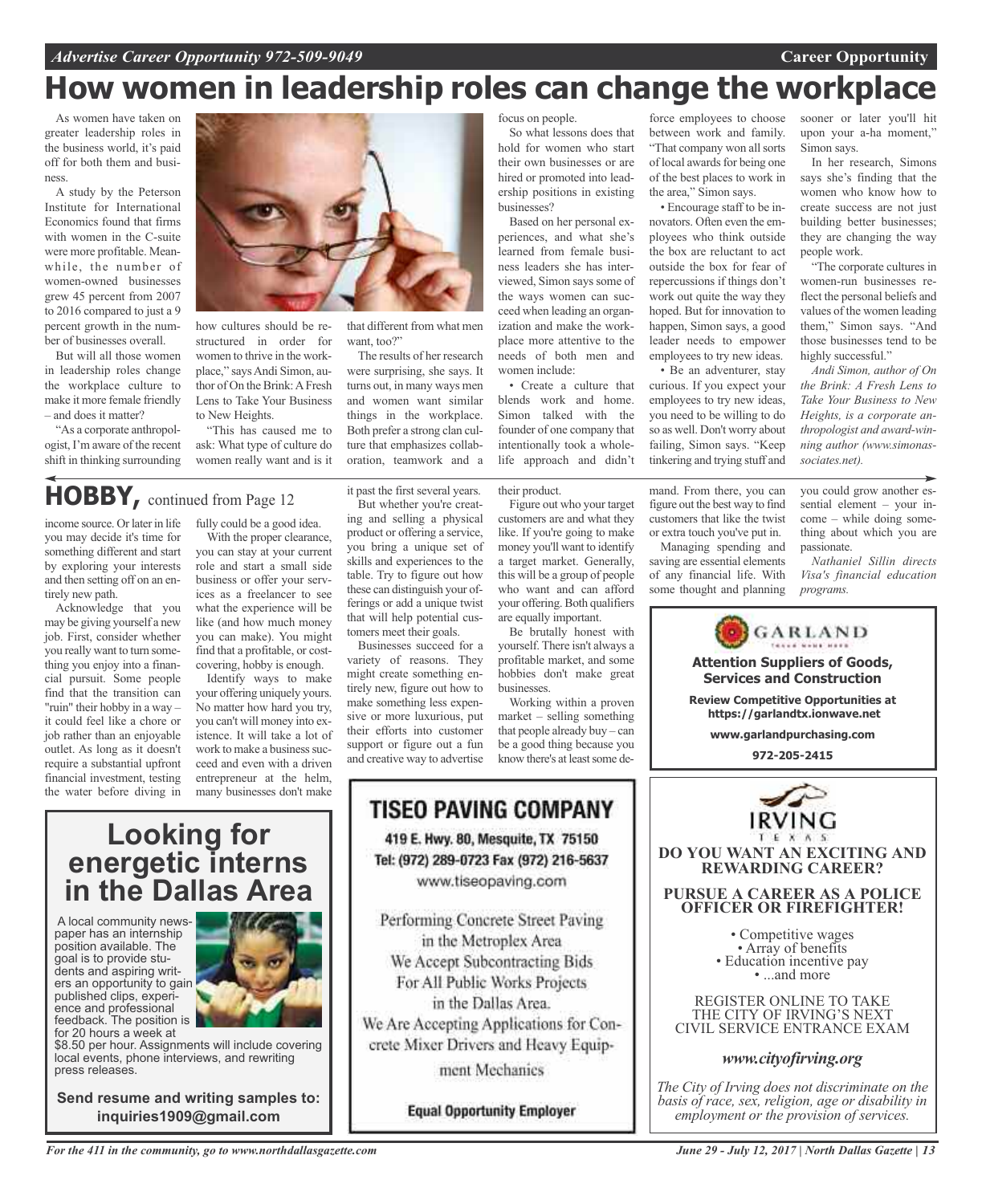# How women in leadership roles can change the workplace

As women have taken on greater leadership roles in the business world, it's paid off for both them and business.

A study by the Peterson Institute for International Economics found that firms with women in the C-suite were more profitable. Meanwhile, the number of women-owned businesses grew 45 percent from 2007 to 2016 compared to just a 9 percent growth in the number of businesses overall.

But will all those women in leadership roles change the workplace culture to make it more female friendly – and does it matter?

"As a corporate anthropologist, I'm aware of the recent shift in thinking surrounding how cultures should be restructured in order for women to thrive in the workplace," says Andi Simon, author of On the Brink: A Fresh Lens to Take Your Business to New Heights.

"This has caused me to ask: What type of culture do women really want and is it that different from what men want, too?"

The results of her research were surprising, she says. It turns out, in many ways men and women want similar things in the workplace. Both prefer a strong clan culture that emphasizes collaboration, teamwork and a focus on people.

So what lessons does that hold for women who start their own businesses or are hired or promoted into leadership positions in existing businesses?

Based on her personal experiences, and what she's learned from female business leaders she has interviewed, Simon says some of the ways women can succeed when leading an organization and make the workplace more attentive to the needs of both men and women include:

• Create a culture that blends work and home. Simon talked with the founder of one company that intentionally took a whole-life approach and didn't force employees to choose between work and family. "That company won all sorts of local awards for being one of the best places to work in the area," Simon says.

• Encourage staff to be innovators. Often even the employees who think outside the box are reluctant to act outside the box for fear of repercussions if things don't work out quite the way they hoped. But for innovation to happen, Simon says, a good leader needs to empower employees to try new ideas.

• Be an adventurer, stay curious. If you expect your employees to try new ideas, you need to be willing to do so as well. Don't worry about failing, Simon says. "Keep tinkering and trying stuff and sooner or later you'll hit upon your a-ha moment," Simon says.

In her research, Simons says she's finding that the women who know how to create success are not just building better businesses; they are changing the way people work.

"The corporate cultures in women-run businesses reflect the personal beliefs and values of the women leading them," Simon says. "And those businesses tend to be highly successful."

*Andi Simon, author of On the Brink: A Fresh Lens to Take Your Business to New Heights, is a corporate anthropologist and award-winning author (www.simonassociates.net).*

## HOBBY, continued from Page 12

income source. Or later in life you may decide it's time for something different and start by exploring your interests and then setting off on an entirely new path.

Acknowledge that you may be giving yourself a new job. First, consider whether you really want to turn something you enjoy into a financial pursuit. Some people find that the transition can "ruin" their hobby in a way – it could feel like a chore or job rather than an enjoyable outlet. As long as it doesn't require a substantial upfront financial investment, testing the water before diving in fully could be a good idea.

With the proper clearance, you can stay at your current role and start a small side business or offer your services as a freelancer to see what the experience will be like (and how much money you can make). You might find that a profitable, or cost-covering, hobby is enough.

Identify ways to make your offering uniquely yours. No matter how hard you try, you can't will money into existence. It will take a lot of work to make a business succeed and even with a driven entrepreneur at the helm, many businesses don't make it past the first several years.

But whether you're creating and selling a physical product or offering a service, you bring a unique set of skills and experiences to the table. Try to figure out how these can distinguish your offerings or add a unique twist that will help potential customers meet their goals.

Businesses succeed for a variety of reasons. They might create something entirely new, figure out how to make something less expensive or more luxurious, put their efforts into customer support or figure out a fun and creative way to advertise their product.

Figure out who your target customers are and what they like. If you're going to make money you'll want to identify a target market. Generally, this will be a group of people who want and can afford your offering. Both qualifiers are equally important.

Be brutally honest with yourself. There isn't always a profitable market, and some hobbies don't make great businesses.

Working within a proven market – selling something that people already buy – can be a good thing because you know there's at least some demand. From there, you can figure out the best way to find customers that like the twist or extra touch you've put in.

Managing spending and saving are essential elements of any financial life. With some thought and planning you could grow another essential element – your income – while doing something about which you are passionate.

*Nathaniel Sillin directs Visa's financial education programs.*

---

**GARLAND**

**Attention Suppliers of Goods, Services and Construction**

**Review Competitive Opportunities at https://garlandtx.ionwave.net**

**www.garlandpurchasing.com**

**972-205-2415**

---

## Looking for energetic interns in the Dallas Area

A local community newspaper has an internship position available. The goal is to provide students and aspiring writers an opportunity to gain published clips, experience and professional feedback. The position is for 20 hours a week at $8.50 per hour. Assignments will include covering local events, phone interviews, and rewriting press releases.

**Send resume and writing samples to: inquiries1909@gmail.com**

---

## TISEO PAVING COMPANY

419 E. Hwy. 80, Mesquite, TX 75150
Tel: (972) 289-0723 Fax (972) 216-5637
www.tiseopaving.com

Performing Concrete Street Paving in the Metroplex Area
We Accept Subcontracting Bids For All Public Works Projects in the Dallas Area.
We Are Accepting Applications for Concrete Mixer Drivers and Heavy Equipment Mechanics

**Equal Opportunity Employer**

---

**IRVING TEXAS**

**DO YOU WANT AN EXCITING AND REWARDING CAREER?**

**PURSUE A CAREER AS A POLICE OFFICER OR FIREFIGHTER!**

- Competitive wages
- Array of benefits
- Education incentive pay
- ...and more

REGISTER ONLINE TO TAKE THE CITY OF IRVING'S NEXT CIVIL SERVICE ENTRANCE EXAM

***www.cityofirving.org***

*The City of Irving does not discriminate on the basis of race, sex, religion, age or disability in employment or the provision of services.*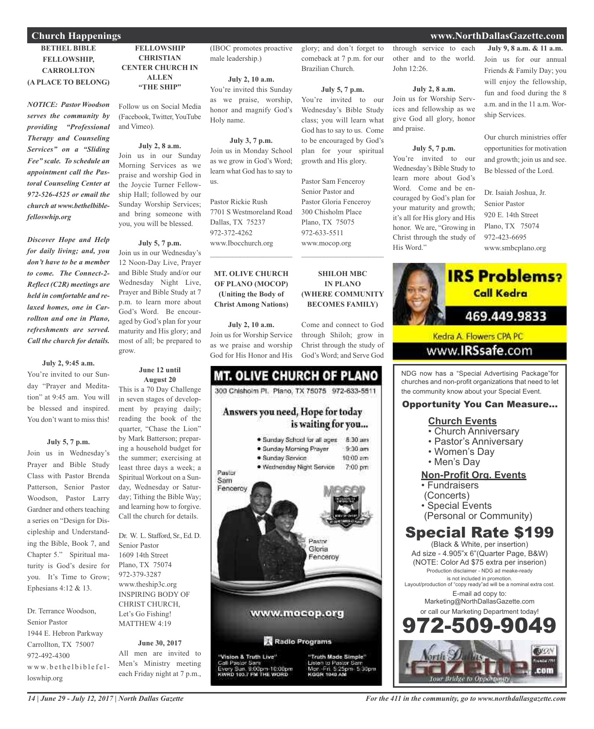## Church Happenings

### BETHEL BIBLE FELLOWSHIP, CARROLLTON (A PLACE TO BELONG)

***NOTICE: Pastor Woodson serves the community by providing "Professional Therapy and Counseling Services" on a "Sliding Fee" scale. To schedule an appointment call the Pastoral Counseling Center at 972-526-4525 or email the church at www.bethelbiblefelloswhip.org***

***Discover Hope and Help for daily living; and, you don't have to be a member to come. The Connect-2-Reflect (C2R) meetings are held in comfortable and relaxed homes, one in Carrollton and one in Plano, refreshments are served. Call the church for details.***

**July 2, 9:45 a.m.**
You're invited to our Sunday "Prayer and Meditation" at 9:45 am. You will be blessed and inspired. You don't want to miss this!

**July 5, 7 p.m.**
Join us in Wednesday's Prayer and Bible Study Class with Pastor Brenda Patterson, Senior Pastor Woodson, Pastor Larry Gardner and others teaching a series on "Design for Discipleship and Understanding the Bible, Book 7, and Chapter 5." Spiritual maturity is God's desire for you. It's Time to Grow; Ephesians 4:12 & 13.

Dr. Terrance Woodson,
Senior Pastor
1944 E. Hebron Parkway
Carrollton, TX 75007
972-492-4300
www.bethelbiblefelloswhip.org

### FELLOWSHIP CHRISTIAN CENTER CHURCH IN ALLEN "THE SHIP"

Follow us on Social Media (Facebook, Twitter, YouTube and Vimeo).

**July 2, 8 a.m.**
Join us in our Sunday Morning Services as we praise and worship God in the Joycie Turner Fellowship Hall; followed by our Sunday Worship Services; and bring someone with you, you will be blessed.

**July 5, 7 p.m.**
Join us in our Wednesday's 12 Noon-Day Live, Prayer and Bible Study and/or our Wednesday Night Live, Prayer and Bible Study at 7 p.m. to learn more about God's Word. Be encouraged by God's plan for your maturity and His glory; and most of all; be prepared to grow.

**June 12 until August 20**
This is a 70 Day Challenge in seven stages of development by praying daily; reading the book of the quarter, "Chase the Lion" by Mark Batterson; preparing a household budget for the summer; exercising at least three days a week; a Spiritual Workout on a Sunday, Wednesday or Saturday; Tithing the Bible Way; and learning how to forgive. Call the church for details.

Dr. W. L. Stafford, Sr., Ed. D.
Senior Pastor
1609 14th Street
Plano, TX 75074
972-379-3287
www.theship3c.org
INSPIRING BODY OF CHRIST CHURCH,
Let's Go Fishing!
MATTHEW 4:19

**June 30, 2017**
All men are invited to Men's Ministry meeting each Friday night at 7 p.m., (IBOC promotes proactive male leadership.)

**July 2, 10 a.m.**
You're invited this Sunday as we praise, worship, honor and magnify God's Holy name.

**July 3, 7 p.m.**
Join us in Monday School as we grow in God's Word; learn what God has to say to us.

Pastor Rickie Rush
7701 S Westmoreland Road
Dallas, TX 75237
972-372-4262
www.Ibocchurch.org

### MT. OLIVE CHURCH OF PLANO (MOCOP) (Uniting the Body of Christ Among Nations)

**July 2, 10 a.m.**
Join us for Worship Service as we praise and worship God for His Honor and His glory; and don't forget to comeback at 7 p.m. for our Brazilian Church.

**July 5, 7 p.m.**
You're invited to our Wednesday's Bible Study class; you will learn what God has to say to us. Come to be encouraged by God's plan for your spiritual growth and His glory.

Pastor Sam Fenceroy
Senior Pastor and
Pastor Gloria Fenceroy
300 Chisholm Place
Plano, TX 75075
972-633-5511
www.mocop.org

### SHILOH MBC IN PLANO (WHERE COMMUNITY BECOMES FAMILY)

Come and connect to God through Shiloh; grow in Christ through the study of God's Word; and Serve God through service to each other and to the world. John 12:26.

**July 2, 8 a.m.**
Join us for Worship Services and fellowship as we give God all glory, honor and praise.

**July 5, 7 p.m.**
You're invited to our Wednesday's Bible Study to learn more about God's Word. Come and be encouraged by God's plan for your maturity and growth; it's all for His glory and His honor. We are, "Growing in Christ through the study of His Word."

**July 9, 8 a.m. & 11 a.m.**
Join us for our annual Friends & Family Day; you will enjoy the fellowship, fun and food during the 8 a.m. and in the 11 a.m. Worship Services.

Our church ministries offer opportunities for motivation and growth; join us and see. Be blessed of the Lord.

Dr. Isaiah Joshua, Jr.
Senior Pastor
920 E. 14th Street
Plano, TX 75074
972-423-6695
www.smbcplano.org

---

**MT. OLIVE CHURCH OF PLANO**
300 Chisholm Pl. Plano, TX 75075 972-633-5511

**Answers you need, Hope for today is waiting for you...**

- Sunday School for all ages 8:30 am
- Sunday Morning Prayer 9:30 am
- Sunday Service 10:00 am
- Wednesday Night Service 7:00 pm

Pastor Sam Fenceroy
Pastor Gloria Fenceroy

www.mocop.org

Radio Programs
"Vision & Truth Live" Call Pastor Sam Every Sun. 9:00pm-10:00pm KWRD 103.7 FM THE WORD
"Truth Made Simple" Listen to Pastor Sam Mon.-Fri. 5:25pm-5:30pm KGGR 1040 AM

---

**IRS Problems? Call Kedra**
469.449.9833
Kedra A. Flowers CPA PC
www.IRSsafe.com

---

NDG now has a "Special Advertising Package"for churches and non-profit organizations that need to let the community know about your Special Event.

**Opportunity You Can Measure...**

**Church Events**
- Church Anniversary
- Pastor's Anniversary
- Women's Day
- Men's Day

**Non-Profit Org. Events**
- Fundraisers (Concerts)
- Special Events (Personal or Community)

**Special Rate $199**
(Black & White, per insertion)
Ad size - 4.905"x 6"(Quarter Page, B&W)
(NOTE: Color Ad $75 extra per inserion)
Production disclaimer - NDG ad meake-ready is not included in promotion.
Layout/production of "copy ready"ad will be a nominal extra cost.
E-mail ad copy to:
Marketing@NorthDallasGazette.com
or call our Marketing Department today!
**972-509-9049**

North Dallas Gazette .com — Your Bridge to Opportunity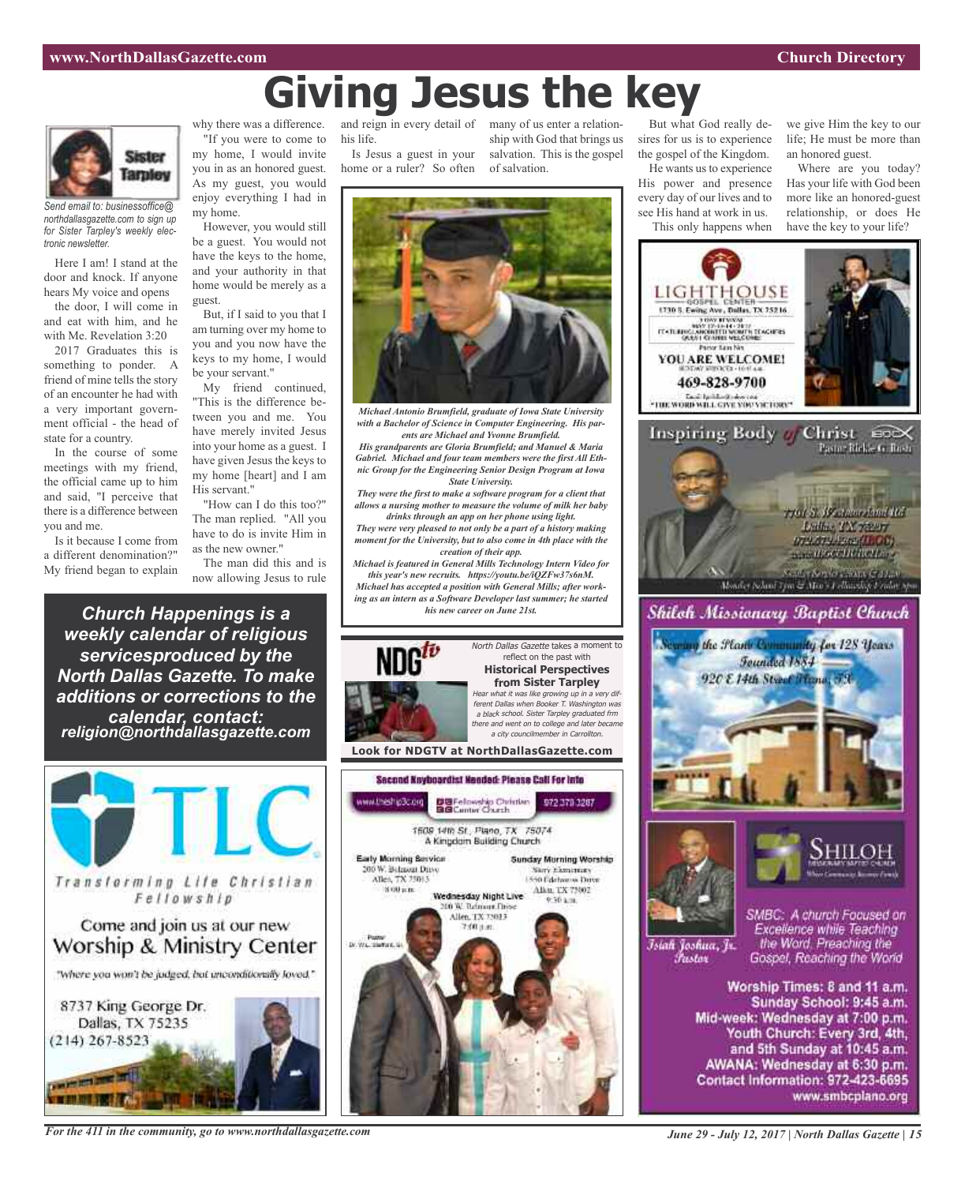# Giving Jesus the key

Sister Tarpley

*Send email to: businessoffice@northdallasgazette.com to sign up for Sister Tarpley's weekly electronic newsletter.*

Here I am! I stand at the door and knock. If anyone hears My voice and opens the door, I will come in and eat with him, and he with Me. Revelation 3:20

2017 Graduates this is something to ponder. A friend of mine tells the story of an encounter he had with a very important government official - the head of state for a country.

In the course of some meetings with my friend, the official came up to him and said, "I perceive that there is a difference between you and me.

Is it because I come from a different denomination?" My friend began to explain why there was a difference.

"If you were to come to my home, I would invite you in as an honored guest. As my guest, you would enjoy everything I had in my home.

However, you would still be a guest. You would not have the keys to the home, and your authority in that home would be merely as a guest.

But, if I said to you that I am turning over my home to you and you now have the keys to my home, I would be your servant."

My friend continued, "This is the difference between you and me. You have merely invited Jesus into your home as a guest. I have given Jesus the keys to my home [heart] and I am His servant."

"How can I do this too?" The man replied. "All you have to do is invite Him in as the new owner."

The man did this and is now allowing Jesus to rule and reign in every detail of his life.

Is Jesus a guest in your home or a ruler? So often many of us enter a relationship with God that brings us salvation. This is the gospel of salvation.

But what God really desires for us is to experience the gospel of the Kingdom.

He wants us to experience His power and presence every day of our lives and to see His hand at work in us.

This only happens when we give Him the key to our life; He must be more than an honored guest.

Where are you today? Has your life with God been more like an honored-guest relationship, or does He have the key to your life?

***Michael Antonio Brumfield, graduate of Iowa State University with a Bachelor of Science in Computer Engineering. His parents are Michael and Yvonne Brumfield.***

***His grandparents are Gloria Brumfield; and Manuel & Maria Gabriel. Michael and four team members were the first All Ethnic Group for the Engineering Senior Design Program at Iowa State University.***

***They were the first to make a software program for a client that allows a nursing mother to measure the volume of milk her baby drinks through an app on her phone using light.***

***They were very pleased to not only be a part of a history making moment for the University, but to also come in 4th place with the creation of their app.***

***Michael is featured in General Mills Technology Intern Video for this year's new recruits. https://youtu.be/iQZFw37s6nM.***

***Michael has accepted a position with General Mills; after working as an intern as a Software Developer last summer; he started his new career on June 21st.***

***Church Happenings is a weekly calendar of religious servicesproduced by the North Dallas Gazette. To make additions or corrections to the calendar, contact:***
***religion@northdallasgazette.com***

NDGtv

*North Dallas Gazette* takes a moment to reflect on the past with **Historical Perspectives from Sister Tarpley**

*Hear what it was like growing up in a very different Dallas when Booker T. Washington was a black school. Sister Tarpley graduated frm there and went on to college and later became a city councilmember in Carrollton.*

**Look for NDGTV at NorthDallasGazette.com**

**TLC**
Transforming Life Christian Fellowship

Come and join us at our new Worship & Ministry Center

"Where you won't be judged, but unconditionally loved."

8737 King George Dr.
Dallas, TX 75235
(214) 267-8523

**Second Keyboardist Needed: Please Call For Info**

Fellowship Christian Center Church — 972 370 3287

1609 14th St., Plano, TX 75074
A Kingdom Building Church

**Early Morning Service**
200 W. Belmont Drive
Allen, TX 75013
8:00 a.m.

**Sunday Morning Worship**
Story Elementary
1550 Edelweiss Drive
Allen, TX 75002
9:30 a.m.

**Wednesday Night Live**
200 W. Belmont Drive
Allen, TX 75013
7:00 p.m.

Pastor Dr. W.L. Stafford, Sr.

**LIGHTHOUSE GOSPEL CENTER**
1730 S. Ewing Ave., Dallas, TX 75216

**YOU ARE WELCOME!**

**469-828-9700**

"THE WORD WILL GIVE YOU VICTORY"

**Inspiring Body of Christ**
Pastor Rickie G. Rush

7701 S. Westmoreland Rd
Dallas TX 75237
972.372.4262 (IBOC)
www.IBOCchurch.org

**Shiloh Missionary Baptist Church**

Serving the Plano Community for 128 Years
Founded 1884
920 E 14th Street Plano, TX

Isiah Joshua, Jr.
Pastor

SMBC: A church Focused on Excellence while Teaching the Word, Preaching the Gospel, Reaching the World

**Worship Times: 8 and 11 a.m.**
**Sunday School: 9:45 a.m.**
**Mid-week: Wednesday at 7:00 p.m.**
**Youth Church: Every 3rd, 4th, and 5th Sunday at 10:45 a.m.**
**AWANA: Wednesday at 6:30 p.m.**
**Contact Information: 972-423-6695**
**www.smbcplano.org**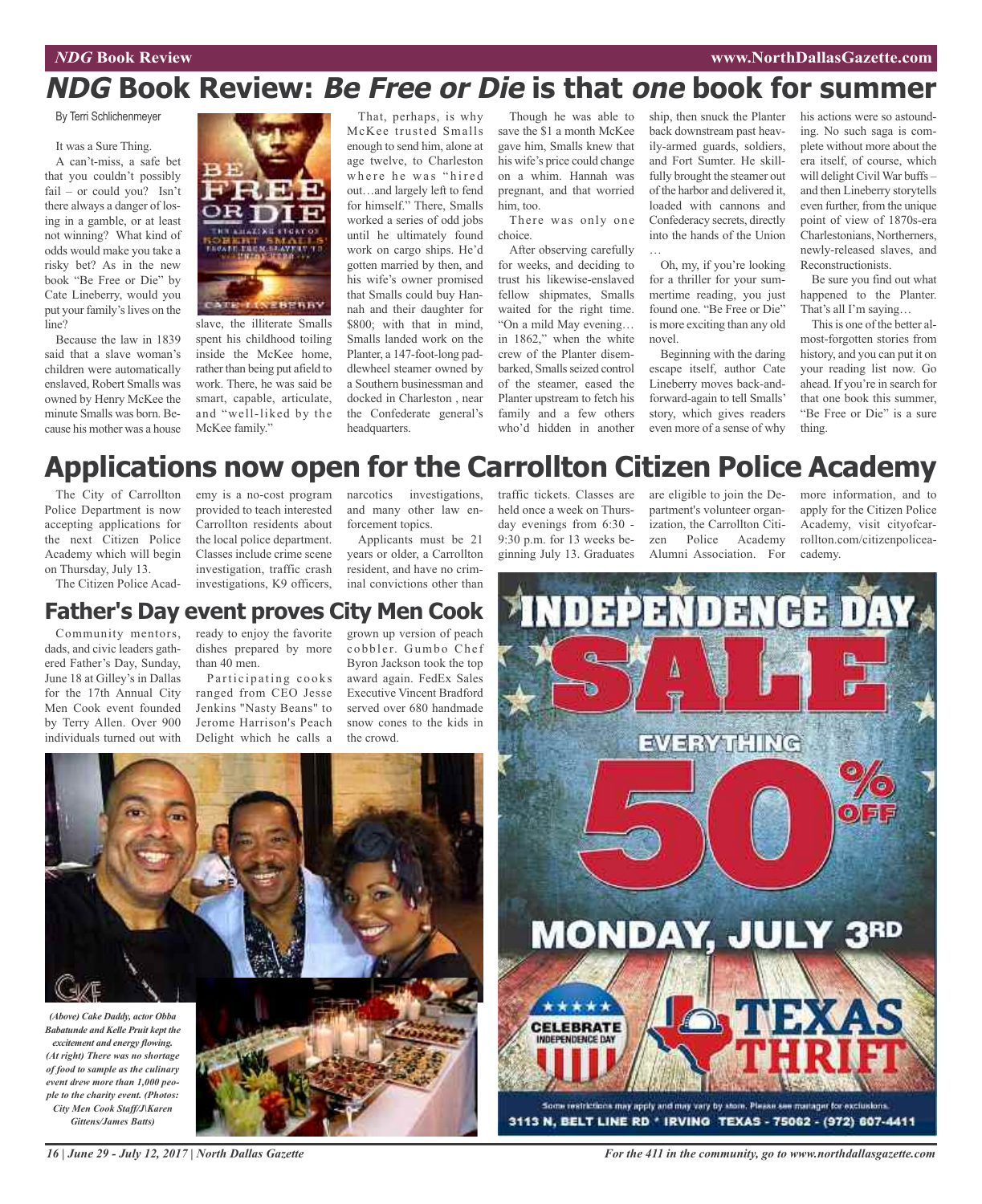# *NDG* Book Review: *Be Free or Die* is that *one* book for summer

By Terri Schlichenmeyer

It was a Sure Thing.

A can't-miss, a safe bet that you couldn't possibly fail – or could you? Isn't there always a danger of losing in a gamble, or at least not winning? What kind of odds would make you take a risky bet? As in the new book "Be Free or Die" by Cate Lineberry, would you put your family's lives on the line?

Because the law in 1839 said that a slave woman's children were automatically enslaved, Robert Smalls was owned by Henry McKee the minute Smalls was born. Because his mother was a house slave, the illiterate Smalls spent his childhood toiling inside the McKee home, rather than being put afield to work. There, he was said be smart, capable, articulate, and "well-liked by the McKee family."

That, perhaps, is why McKee trusted Smalls enough to send him, alone at age twelve, to Charleston where he was "hired out…and largely left to fend for himself." There, Smalls worked a series of odd jobs until he ultimately found work on cargo ships. He'd gotten married by then, and his wife's owner promised that Smalls could buy Hannah and their daughter for $800; with that in mind, Smalls landed work on the Planter, a 147-foot-long paddlewheel steamer owned by a Southern businessman and docked in Charleston , near the Confederate general's headquarters.

Though he was able to save the $1 a month McKee gave him, Smalls knew that his wife's price could change on a whim. Hannah was pregnant, and that worried him, too.

There was only one choice.

After observing carefully for weeks, and deciding to trust his likewise-enslaved fellow shipmates, Smalls waited for the right time. "On a mild May evening… in 1862," when the white crew of the Planter disembarked, Smalls seized control of the steamer, eased the Planter upstream to fetch his family and a few others who'd hidden in another ship, then snuck the Planter back downstream past heavily-armed guards, soldiers, and Fort Sumter. He skillfully brought the steamer out of the harbor and delivered it, loaded with cannons and Confederacy secrets, directly into the hands of the Union …

Oh, my, if you're looking for a thriller for your summertime reading, you just found one. "Be Free or Die" is more exciting than any old novel.

Beginning with the daring escape itself, author Cate Lineberry moves back-and-forward-again to tell Smalls' story, which gives readers even more of a sense of why his actions were so astounding. No such saga is complete without more about the era itself, of course, which will delight Civil War buffs – and then Lineberry storytells even further, from the unique point of view of 1870s-era Charlestonians, Northerners, newly-released slaves, and Reconstructionists.

Be sure you find out what happened to the Planter. That's all I'm saying…

This is one of the better almost-forgotten stories from history, and you can put it on your reading list now. Go ahead. If you're in search for that one book this summer, "Be Free or Die" is a sure thing.

# Applications now open for the Carrollton Citizen Police Academy

The City of Carrollton Police Department is now accepting applications for the next Citizen Police Academy which will begin on Thursday, July 13.

The Citizen Police Academy is a no-cost program provided to teach interested Carrollton residents about the local police department. Classes include crime scene investigation, traffic crash investigations, K9 officers, narcotics investigations, and many other law enforcement topics.

Applicants must be 21 years or older, a Carrollton resident, and have no criminal convictions other than traffic tickets. Classes are held once a week on Thursday evenings from 6:30 - 9:30 p.m. for 13 weeks beginning July 13. Graduates are eligible to join the Department's volunteer organization, the Carrollton Citizen Police Academy Alumni Association. For more information, and to apply for the Citizen Police Academy, visit cityofcarrollton.com/citizenpoliceacademy.

## Father's Day event proves City Men Cook

Community mentors, dads, and civic leaders gathered Father's Day, Sunday, June 18 at Gilley's in Dallas for the 17th Annual City Men Cook event founded by Terry Allen. Over 900 individuals turned out with ready to enjoy the favorite dishes prepared by more than 40 men.

Participating cooks ranged from CEO Jesse Jenkins "Nasty Beans" to Jerome Harrison's Peach Delight which he calls a grown up version of peach cobbler. Gumbo Chef Byron Jackson took the top award again. FedEx Sales Executive Vincent Bradford served over 680 handmade snow cones to the kids in the crowd.

*(Above) Cake Daddy, actor Obba Babatunde and Kelle Pruit kept the excitement and energy flowing. (At right) There was no shortage of food to sample as the culinary event drew more than 1,000 people to the charity event. (Photos: City Men Cook Staff/J\Karen Gittens/James Batts)*

INDEPENDENCE DAY SALE

EVERYTHING 50% OFF

MONDAY, JULY 3RD

CELEBRATE INDEPENDENCE DAY

TEXAS THRIFT

Some restrictions may apply and may vary by store. Please see manager for exclusions.

3113 N, BELT LINE RD * IRVING TEXAS - 75062 - (972) 607-4411